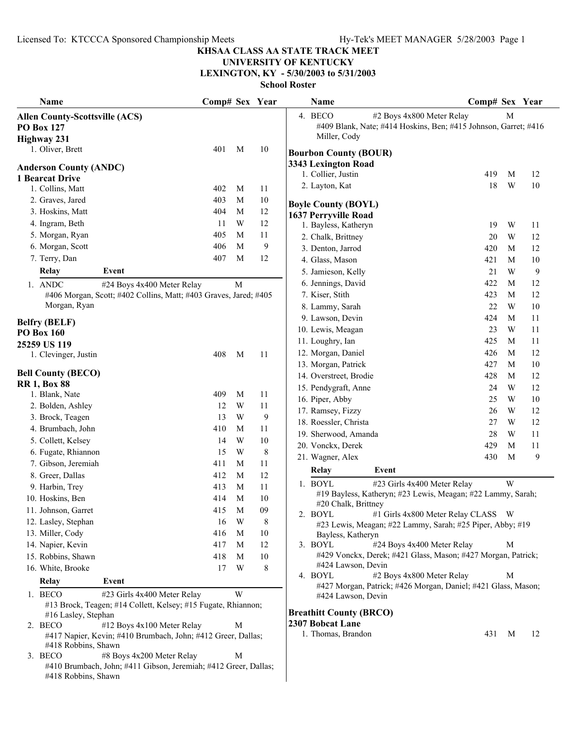# KHSAA CLASS AA STATE TRACK MEET
## UNIVERSITY OF KENTUCKY
## LEXINGTON, KY - 5/30/2003 to 5/31/2003
### School Roster

**Allen County-Scottsville (ACS)**
**PO Box 127**
**Highway 231**

| Name | Comp# | Sex | Year |
|---|---|---|---|
| 1. Oliver, Brett | 401 | M | 10 |

**Anderson County (ANDC)**
**1 Bearcat Drive**

| Name | Comp# | Sex | Year |
|---|---|---|---|
| 1. Collins, Matt | 402 | M | 11 |
| 2. Graves, Jared | 403 | M | 10 |
| 3. Hoskins, Matt | 404 | M | 12 |
| 4. Ingram, Beth | 11 | W | 12 |
| 5. Morgan, Ryan | 405 | M | 11 |
| 6. Morgan, Scott | 406 | M | 9 |
| 7. Terry, Dan | 407 | M | 12 |

| Relay | Event | Sex |
|---|---|---|
| 1. ANDC | #24 Boys 4x400 Meter Relay | M |

#406 Morgan, Scott; #402 Collins, Matt; #403 Graves, Jared; #405 Morgan, Ryan

**Belfry (BELF)**
**PO Box 160**
**25259 US 119**

| Name | Comp# | Sex | Year |
|---|---|---|---|
| 1. Clevinger, Justin | 408 | M | 11 |

**Bell County (BECO)**
**RR 1, Box 88**

| Name | Comp# | Sex | Year |
|---|---|---|---|
| 1. Blank, Nate | 409 | M | 11 |
| 2. Bolden, Ashley | 12 | W | 11 |
| 3. Brock, Teagen | 13 | W | 9 |
| 4. Brumbach, John | 410 | M | 11 |
| 5. Collett, Kelsey | 14 | W | 10 |
| 6. Fugate, Rhiannon | 15 | W | 8 |
| 7. Gibson, Jeremiah | 411 | M | 11 |
| 8. Greer, Dallas | 412 | M | 12 |
| 9. Harbin, Trey | 413 | M | 11 |
| 10. Hoskins, Ben | 414 | M | 10 |
| 11. Johnson, Garret | 415 | M | 09 |
| 12. Lasley, Stephan | 16 | W | 8 |
| 13. Miller, Cody | 416 | M | 10 |
| 14. Napier, Kevin | 417 | M | 12 |
| 15. Robbins, Shawn | 418 | M | 10 |
| 16. White, Brooke | 17 | W | 8 |

| Relay | Event | Sex |
|---|---|---|
| 1. BECO | #23 Girls 4x400 Meter Relay | W |
| 2. BECO | #12 Boys 4x100 Meter Relay | M |
| 3. BECO | #8 Boys 4x200 Meter Relay | M |
| 4. BECO | #2 Boys 4x800 Meter Relay | M |

1. #13 Brock, Teagen; #14 Collett, Kelsey; #15 Fugate, Rhiannon; #16 Lasley, Stephan
2. #417 Napier, Kevin; #410 Brumbach, John; #412 Greer, Dallas; #418 Robbins, Shawn
3. #410 Brumbach, John; #411 Gibson, Jeremiah; #412 Greer, Dallas; #418 Robbins, Shawn
4. #409 Blank, Nate; #414 Hoskins, Ben; #415 Johnson, Garret; #416 Miller, Cody

**Bourbon County (BOUR)**
**3343 Lexington Road**

| Name | Comp# | Sex | Year |
|---|---|---|---|
| 1. Collier, Justin | 419 | M | 12 |
| 2. Layton, Kat | 18 | W | 10 |

**Boyle County (BOYL)**
**1637 Perryville Road**

| Name | Comp# | Sex | Year |
|---|---|---|---|
| 1. Bayless, Katheryn | 19 | W | 11 |
| 2. Chalk, Brittney | 20 | W | 12 |
| 3. Denton, Jarrod | 420 | M | 12 |
| 4. Glass, Mason | 421 | M | 10 |
| 5. Jamieson, Kelly | 21 | W | 9 |
| 6. Jennings, David | 422 | M | 12 |
| 7. Kiser, Stith | 423 | M | 12 |
| 8. Lammy, Sarah | 22 | W | 10 |
| 9. Lawson, Devin | 424 | M | 11 |
| 10. Lewis, Meagan | 23 | W | 11 |
| 11. Loughry, Ian | 425 | M | 11 |
| 12. Morgan, Daniel | 426 | M | 12 |
| 13. Morgan, Patrick | 427 | M | 10 |
| 14. Overstreet, Brodie | 428 | M | 12 |
| 15. Pendygraft, Anne | 24 | W | 12 |
| 16. Piper, Abby | 25 | W | 10 |
| 17. Ramsey, Fizzy | 26 | W | 12 |
| 18. Roessler, Christa | 27 | W | 12 |
| 19. Sherwood, Amanda | 28 | W | 11 |
| 20. Vonckx, Derek | 429 | M | 11 |
| 21. Wagner, Alex | 430 | M | 9 |

| Relay | Event | Sex |
|---|---|---|
| 1. BOYL | #23 Girls 4x400 Meter Relay | W |
| 2. BOYL | #1 Girls 4x800 Meter Relay CLASS | W |
| 3. BOYL | #24 Boys 4x400 Meter Relay | M |
| 4. BOYL | #2 Boys 4x800 Meter Relay | M |

1. #19 Bayless, Katheryn; #23 Lewis, Meagan; #22 Lammy, Sarah; #20 Chalk, Brittney
2. #23 Lewis, Meagan; #22 Lammy, Sarah; #25 Piper, Abby; #19 Bayless, Katheryn
3. #429 Vonckx, Derek; #421 Glass, Mason; #427 Morgan, Patrick; #424 Lawson, Devin
4. #427 Morgan, Patrick; #426 Morgan, Daniel; #421 Glass, Mason; #424 Lawson, Devin

**Breathitt County (BRCO)**
**2307 Bobcat Lane**

| Name | Comp# | Sex | Year |
|---|---|---|---|
| 1. Thomas, Brandon | 431 | M | 12 |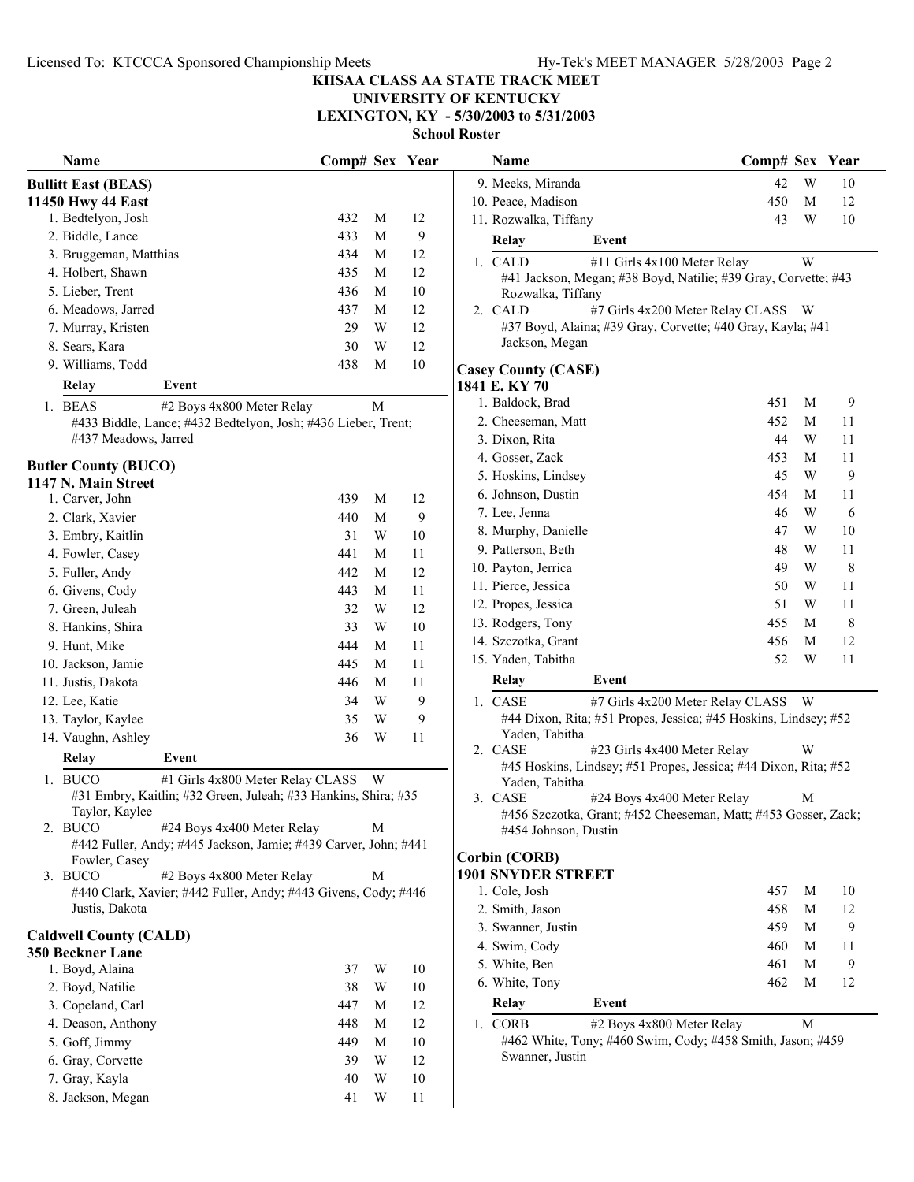# KHSAA CLASS AA STATE TRACK MEET
## UNIVERSITY OF KENTUCKY
## LEXINGTON, KY - 5/30/2003 to 5/31/2003
### School Roster

### Bullitt East (BEAS)
**11450 Hwy 44 East**

| Name | Comp# | Sex | Year |
|---|---|---|---|
| 1. Bedtelyon, Josh | 432 | M | 12 |
| 2. Biddle, Lance | 433 | M | 9 |
| 3. Bruggeman, Matthias | 434 | M | 12 |
| 4. Holbert, Shawn | 435 | M | 12 |
| 5. Lieber, Trent | 436 | M | 10 |
| 6. Meadows, Jarred | 437 | M | 12 |
| 7. Murray, Kristen | 29 | W | 12 |
| 8. Sears, Kara | 30 | W | 12 |
| 9. Williams, Todd | 438 | M | 10 |

| Relay | Event | |
|---|---|---|
| 1. BEAS | #2 Boys 4x800 Meter Relay | M |

#433 Biddle, Lance; #432 Bedtelyon, Josh; #436 Lieber, Trent; #437 Meadows, Jarred

### Butler County (BUCO)
**1147 N. Main Street**

| Name | Comp# | Sex | Year |
|---|---|---|---|
| 1. Carver, John | 439 | M | 12 |
| 2. Clark, Xavier | 440 | M | 9 |
| 3. Embry, Kaitlin | 31 | W | 10 |
| 4. Fowler, Casey | 441 | M | 11 |
| 5. Fuller, Andy | 442 | M | 12 |
| 6. Givens, Cody | 443 | M | 11 |
| 7. Green, Juleah | 32 | W | 12 |
| 8. Hankins, Shira | 33 | W | 10 |
| 9. Hunt, Mike | 444 | M | 11 |
| 10. Jackson, Jamie | 445 | M | 11 |
| 11. Justis, Dakota | 446 | M | 11 |
| 12. Lee, Katie | 34 | W | 9 |
| 13. Taylor, Kaylee | 35 | W | 9 |
| 14. Vaughn, Ashley | 36 | W | 11 |

| Relay | Event | |
|---|---|---|
| 1. BUCO | #1 Girls 4x800 Meter Relay CLASS | W |
| 2. BUCO | #24 Boys 4x400 Meter Relay | M |
| 3. BUCO | #2 Boys 4x800 Meter Relay | M |

1. #31 Embry, Kaitlin; #32 Green, Juleah; #33 Hankins, Shira; #35 Taylor, Kaylee
2. #442 Fuller, Andy; #445 Jackson, Jamie; #439 Carver, John; #441 Fowler, Casey
3. #440 Clark, Xavier; #442 Fuller, Andy; #443 Givens, Cody; #446 Justis, Dakota

### Caldwell County (CALD)
**350 Beckner Lane**

| Name | Comp# | Sex | Year |
|---|---|---|---|
| 1. Boyd, Alaina | 37 | W | 10 |
| 2. Boyd, Natilie | 38 | W | 10 |
| 3. Copeland, Carl | 447 | M | 12 |
| 4. Deason, Anthony | 448 | M | 12 |
| 5. Goff, Jimmy | 449 | M | 10 |
| 6. Gray, Corvette | 39 | W | 12 |
| 7. Gray, Kayla | 40 | W | 10 |
| 8. Jackson, Megan | 41 | W | 11 |
| 9. Meeks, Miranda | 42 | W | 10 |
| 10. Peace, Madison | 450 | M | 12 |
| 11. Rozwalka, Tiffany | 43 | W | 10 |

| Relay | Event | |
|---|---|---|
| 1. CALD | #11 Girls 4x100 Meter Relay | W |
| 2. CALD | #7 Girls 4x200 Meter Relay CLASS | W |

1. #41 Jackson, Megan; #38 Boyd, Natilie; #39 Gray, Corvette; #43 Rozwalka, Tiffany
2. #37 Boyd, Alaina; #39 Gray, Corvette; #40 Gray, Kayla; #41 Jackson, Megan

### Casey County (CASE)
**1841 E. KY 70**

| Name | Comp# | Sex | Year |
|---|---|---|---|
| 1. Baldock, Brad | 451 | M | 9 |
| 2. Cheeseman, Matt | 452 | M | 11 |
| 3. Dixon, Rita | 44 | W | 11 |
| 4. Gosser, Zack | 453 | M | 11 |
| 5. Hoskins, Lindsey | 45 | W | 9 |
| 6. Johnson, Dustin | 454 | M | 11 |
| 7. Lee, Jenna | 46 | W | 6 |
| 8. Murphy, Danielle | 47 | W | 10 |
| 9. Patterson, Beth | 48 | W | 11 |
| 10. Payton, Jerrica | 49 | W | 8 |
| 11. Pierce, Jessica | 50 | W | 11 |
| 12. Propes, Jessica | 51 | W | 11 |
| 13. Rodgers, Tony | 455 | M | 8 |
| 14. Szczotka, Grant | 456 | M | 12 |
| 15. Yaden, Tabitha | 52 | W | 11 |

| Relay | Event | |
|---|---|---|
| 1. CASE | #7 Girls 4x200 Meter Relay CLASS | W |
| 2. CASE | #23 Girls 4x400 Meter Relay | W |
| 3. CASE | #24 Boys 4x400 Meter Relay | M |

1. #44 Dixon, Rita; #51 Propes, Jessica; #45 Hoskins, Lindsey; #52 Yaden, Tabitha
2. #45 Hoskins, Lindsey; #51 Propes, Jessica; #44 Dixon, Rita; #52 Yaden, Tabitha
3. #456 Szczotka, Grant; #452 Cheeseman, Matt; #453 Gosser, Zack; #454 Johnson, Dustin

### Corbin (CORB)
**1901 SNYDER STREET**

| Name | Comp# | Sex | Year |
|---|---|---|---|
| 1. Cole, Josh | 457 | M | 10 |
| 2. Smith, Jason | 458 | M | 12 |
| 3. Swanner, Justin | 459 | M | 9 |
| 4. Swim, Cody | 460 | M | 11 |
| 5. White, Ben | 461 | M | 9 |
| 6. White, Tony | 462 | M | 12 |

| Relay | Event | |
|---|---|---|
| 1. CORB | #2 Boys 4x800 Meter Relay | M |

#462 White, Tony; #460 Swim, Cody; #458 Smith, Jason; #459 Swanner, Justin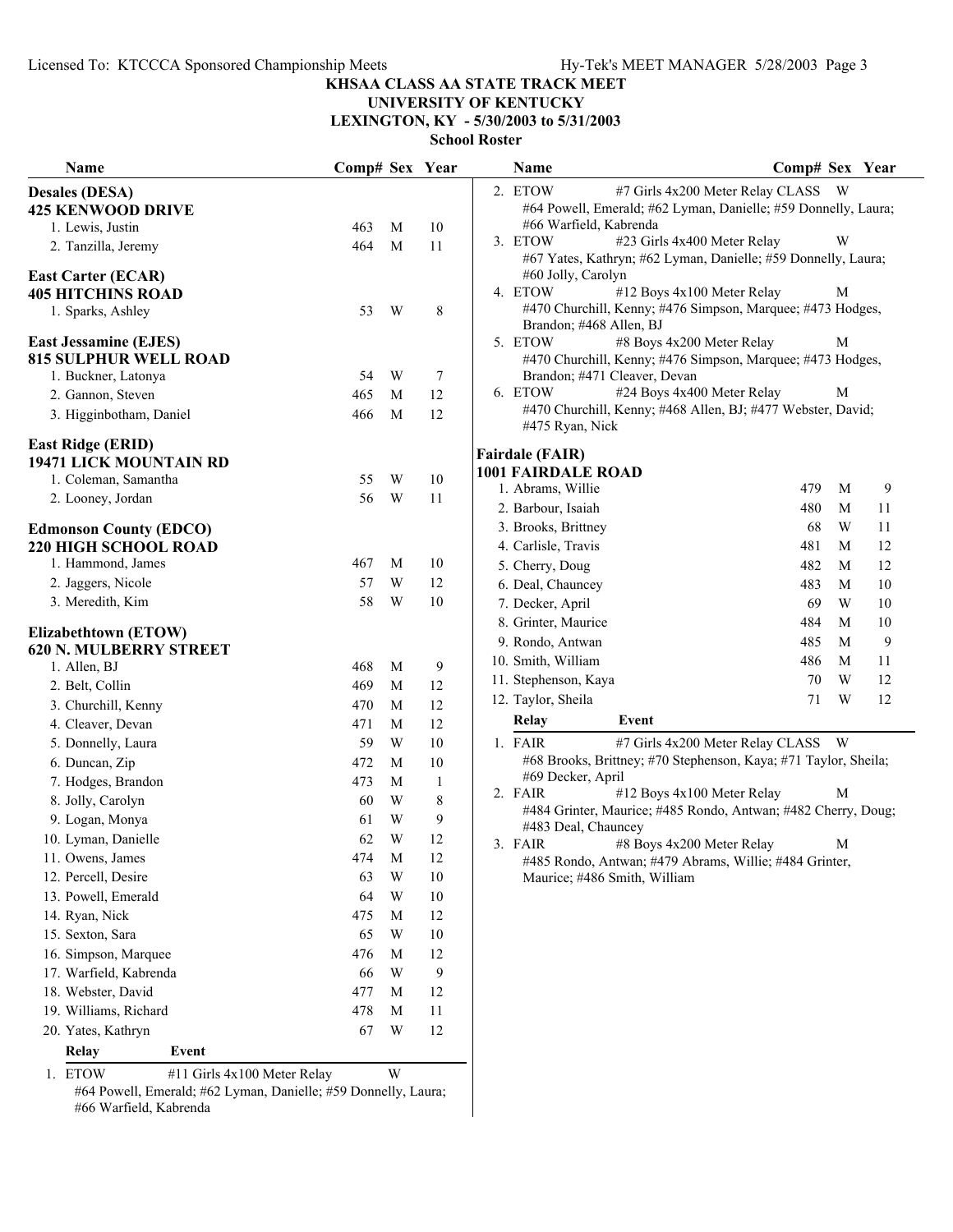# KHSAA CLASS AA STATE TRACK MEET

## UNIVERSITY OF KENTUCKY

## LEXINGTON, KY - 5/30/2003 to 5/31/2003

### School Roster

| Name | Comp# | Sex | Year |
|---|---|---|---|
| **Desales (DESA)** | | | |
| **425 KENWOOD DRIVE** | | | |
| 1. Lewis, Justin | 463 | M | 10 |
| 2. Tanzilla, Jeremy | 464 | M | 11 |
| **East Carter (ECAR)** | | | |
| **405 HITCHINS ROAD** | | | |
| 1. Sparks, Ashley | 53 | W | 8 |
| **East Jessamine (EJES)** | | | |
| **815 SULPHUR WELL ROAD** | | | |
| 1. Buckner, Latonya | 54 | W | 7 |
| 2. Gannon, Steven | 465 | M | 12 |
| 3. Higginbotham, Daniel | 466 | M | 12 |
| **East Ridge (ERID)** | | | |
| **19471 LICK MOUNTAIN RD** | | | |
| 1. Coleman, Samantha | 55 | W | 10 |
| 2. Looney, Jordan | 56 | W | 11 |
| **Edmonson County (EDCO)** | | | |
| **220 HIGH SCHOOL ROAD** | | | |
| 1. Hammond, James | 467 | M | 10 |
| 2. Jaggers, Nicole | 57 | W | 12 |
| 3. Meredith, Kim | 58 | W | 10 |
| **Elizabethtown (ETOW)** | | | |
| **620 N. MULBERRY STREET** | | | |
| 1. Allen, BJ | 468 | M | 9 |
| 2. Belt, Collin | 469 | M | 12 |
| 3. Churchill, Kenny | 470 | M | 12 |
| 4. Cleaver, Devan | 471 | M | 12 |
| 5. Donnelly, Laura | 59 | W | 10 |
| 6. Duncan, Zip | 472 | M | 10 |
| 7. Hodges, Brandon | 473 | M | 1 |
| 8. Jolly, Carolyn | 60 | W | 8 |
| 9. Logan, Monya | 61 | W | 9 |
| 10. Lyman, Danielle | 62 | W | 12 |
| 11. Owens, James | 474 | M | 12 |
| 12. Percell, Desire | 63 | W | 10 |
| 13. Powell, Emerald | 64 | W | 10 |
| 14. Ryan, Nick | 475 | M | 12 |
| 15. Sexton, Sara | 65 | W | 10 |
| 16. Simpson, Marquee | 476 | M | 12 |
| 17. Warfield, Kabrenda | 66 | W | 9 |
| 18. Webster, David | 477 | M | 12 |
| 19. Williams, Richard | 478 | M | 11 |
| 20. Yates, Kathryn | 67 | W | 12 |

| Relay | Event | Sex |
|---|---|---|
| 1. ETOW | #11 Girls 4x100 Meter Relay | W |
| | #64 Powell, Emerald; #62 Lyman, Danielle; #59 Donnelly, Laura; #66 Warfield, Kabrenda | |
| 2. ETOW | #7 Girls 4x200 Meter Relay CLASS | W |
| | #64 Powell, Emerald; #62 Lyman, Danielle; #59 Donnelly, Laura; #66 Warfield, Kabrenda | |
| 3. ETOW | #23 Girls 4x400 Meter Relay | W |
| | #67 Yates, Kathryn; #62 Lyman, Danielle; #59 Donnelly, Laura; #60 Jolly, Carolyn | |
| 4. ETOW | #12 Boys 4x100 Meter Relay | M |
| | #470 Churchill, Kenny; #476 Simpson, Marquee; #473 Hodges, Brandon; #468 Allen, BJ | |
| 5. ETOW | #8 Boys 4x200 Meter Relay | M |
| | #470 Churchill, Kenny; #476 Simpson, Marquee; #473 Hodges, Brandon; #471 Cleaver, Devan | |
| 6. ETOW | #24 Boys 4x400 Meter Relay | M |
| | #470 Churchill, Kenny; #468 Allen, BJ; #477 Webster, David; #475 Ryan, Nick | |

| Name | Comp# | Sex | Year |
|---|---|---|---|
| **Fairdale (FAIR)** | | | |
| **1001 FAIRDALE ROAD** | | | |
| 1. Abrams, Willie | 479 | M | 9 |
| 2. Barbour, Isaiah | 480 | M | 11 |
| 3. Brooks, Brittney | 68 | W | 11 |
| 4. Carlisle, Travis | 481 | M | 12 |
| 5. Cherry, Doug | 482 | M | 12 |
| 6. Deal, Chauncey | 483 | M | 10 |
| 7. Decker, April | 69 | W | 10 |
| 8. Grinter, Maurice | 484 | M | 10 |
| 9. Rondo, Antwan | 485 | M | 9 |
| 10. Smith, William | 486 | M | 11 |
| 11. Stephenson, Kaya | 70 | W | 12 |
| 12. Taylor, Sheila | 71 | W | 12 |

| Relay | Event | Sex |
|---|---|---|
| 1. FAIR | #7 Girls 4x200 Meter Relay CLASS | W |
| | #68 Brooks, Brittney; #70 Stephenson, Kaya; #71 Taylor, Sheila; #69 Decker, April | |
| 2. FAIR | #12 Boys 4x100 Meter Relay | M |
| | #484 Grinter, Maurice; #485 Rondo, Antwan; #482 Cherry, Doug; #483 Deal, Chauncey | |
| 3. FAIR | #8 Boys 4x200 Meter Relay | M |
| | #485 Rondo, Antwan; #479 Abrams, Willie; #484 Grinter, Maurice; #486 Smith, William | |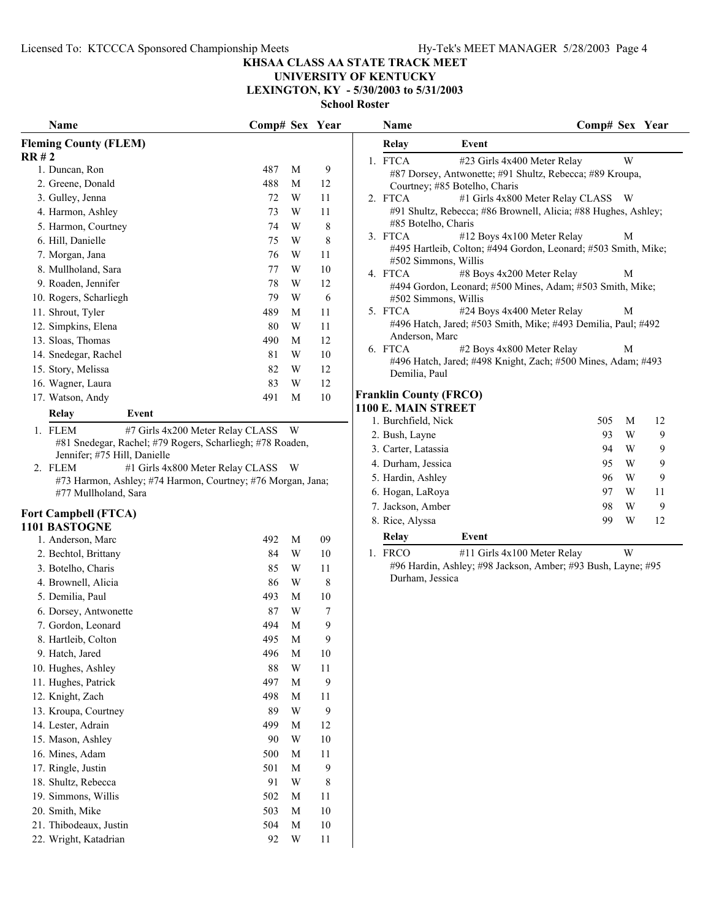# KHSAA CLASS AA STATE TRACK MEET
## UNIVERSITY OF KENTUCKY
## LEXINGTON, KY - 5/30/2003 to 5/31/2003
### School Roster

### Fleming County (FLEM)
**RR # 2**

| Name | Comp# | Sex | Year |
|---|---|---|---|
| 1. Duncan, Ron | 487 | M | 9 |
| 2. Greene, Donald | 488 | M | 12 |
| 3. Gulley, Jenna | 72 | W | 11 |
| 4. Harmon, Ashley | 73 | W | 11 |
| 5. Harmon, Courtney | 74 | W | 8 |
| 6. Hill, Danielle | 75 | W | 8 |
| 7. Morgan, Jana | 76 | W | 11 |
| 8. Mullholand, Sara | 77 | W | 10 |
| 9. Roaden, Jennifer | 78 | W | 12 |
| 10. Rogers, Scharliegh | 79 | W | 6 |
| 11. Shrout, Tyler | 489 | M | 11 |
| 12. Simpkins, Elena | 80 | W | 11 |
| 13. Sloas, Thomas | 490 | M | 12 |
| 14. Snedegar, Rachel | 81 | W | 10 |
| 15. Story, Melissa | 82 | W | 12 |
| 16. Wagner, Laura | 83 | W | 12 |
| 17. Watson, Andy | 491 | M | 10 |

| Relay | Event | Sex |
|---|---|---|
| 1. FLEM | #7 Girls 4x200 Meter Relay CLASS | W |
| | #81 Snedegar, Rachel; #79 Rogers, Scharliegh; #78 Roaden, Jennifer; #75 Hill, Danielle | |
| 2. FLEM | #1 Girls 4x800 Meter Relay CLASS | W |
| | #73 Harmon, Ashley; #74 Harmon, Courtney; #76 Morgan, Jana; #77 Mullholand, Sara | |

### Fort Campbell (FTCA)
**1101 BASTOGNE**

| Name | Comp# | Sex | Year |
|---|---|---|---|
| 1. Anderson, Marc | 492 | M | 09 |
| 2. Bechtol, Brittany | 84 | W | 10 |
| 3. Botelho, Charis | 85 | W | 11 |
| 4. Brownell, Alicia | 86 | W | 8 |
| 5. Demilia, Paul | 493 | M | 10 |
| 6. Dorsey, Antwonette | 87 | W | 7 |
| 7. Gordon, Leonard | 494 | M | 9 |
| 8. Hartleib, Colton | 495 | M | 9 |
| 9. Hatch, Jared | 496 | M | 10 |
| 10. Hughes, Ashley | 88 | W | 11 |
| 11. Hughes, Patrick | 497 | M | 9 |
| 12. Knight, Zach | 498 | M | 11 |
| 13. Kroupa, Courtney | 89 | W | 9 |
| 14. Lester, Adrain | 499 | M | 12 |
| 15. Mason, Ashley | 90 | W | 10 |
| 16. Mines, Adam | 500 | M | 11 |
| 17. Ringle, Justin | 501 | M | 9 |
| 18. Shultz, Rebecca | 91 | W | 8 |
| 19. Simmons, Willis | 502 | M | 11 |
| 20. Smith, Mike | 503 | M | 10 |
| 21. Thibodeaux, Justin | 504 | M | 10 |
| 22. Wright, Katadrian | 92 | W | 11 |

| Relay | Event | Sex |
|---|---|---|
| 1. FTCA | #23 Girls 4x400 Meter Relay | W |
| | #87 Dorsey, Antwonette; #91 Shultz, Rebecca; #89 Kroupa, Courtney; #85 Botelho, Charis | |
| 2. FTCA | #1 Girls 4x800 Meter Relay CLASS | W |
| | #91 Shultz, Rebecca; #86 Brownell, Alicia; #88 Hughes, Ashley; #85 Botelho, Charis | |
| 3. FTCA | #12 Boys 4x100 Meter Relay | M |
| | #495 Hartleib, Colton; #494 Gordon, Leonard; #503 Smith, Mike; #502 Simmons, Willis | |
| 4. FTCA | #8 Boys 4x200 Meter Relay | M |
| | #494 Gordon, Leonard; #500 Mines, Adam; #503 Smith, Mike; #502 Simmons, Willis | |
| 5. FTCA | #24 Boys 4x400 Meter Relay | M |
| | #496 Hatch, Jared; #503 Smith, Mike; #493 Demilia, Paul; #492 Anderson, Marc | |
| 6. FTCA | #2 Boys 4x800 Meter Relay | M |
| | #496 Hatch, Jared; #498 Knight, Zach; #500 Mines, Adam; #493 Demilia, Paul | |

### Franklin County (FRCO)
**1100 E. MAIN STREET**

| Name | Comp# | Sex | Year |
|---|---|---|---|
| 1. Burchfield, Nick | 505 | M | 12 |
| 2. Bush, Layne | 93 | W | 9 |
| 3. Carter, Latassia | 94 | W | 9 |
| 4. Durham, Jessica | 95 | W | 9 |
| 5. Hardin, Ashley | 96 | W | 9 |
| 6. Hogan, LaRoya | 97 | W | 11 |
| 7. Jackson, Amber | 98 | W | 9 |
| 8. Rice, Alyssa | 99 | W | 12 |

| Relay | Event | Sex |
|---|---|---|
| 1. FRCO | #11 Girls 4x100 Meter Relay | W |
| | #96 Hardin, Ashley; #98 Jackson, Amber; #93 Bush, Layne; #95 Durham, Jessica | |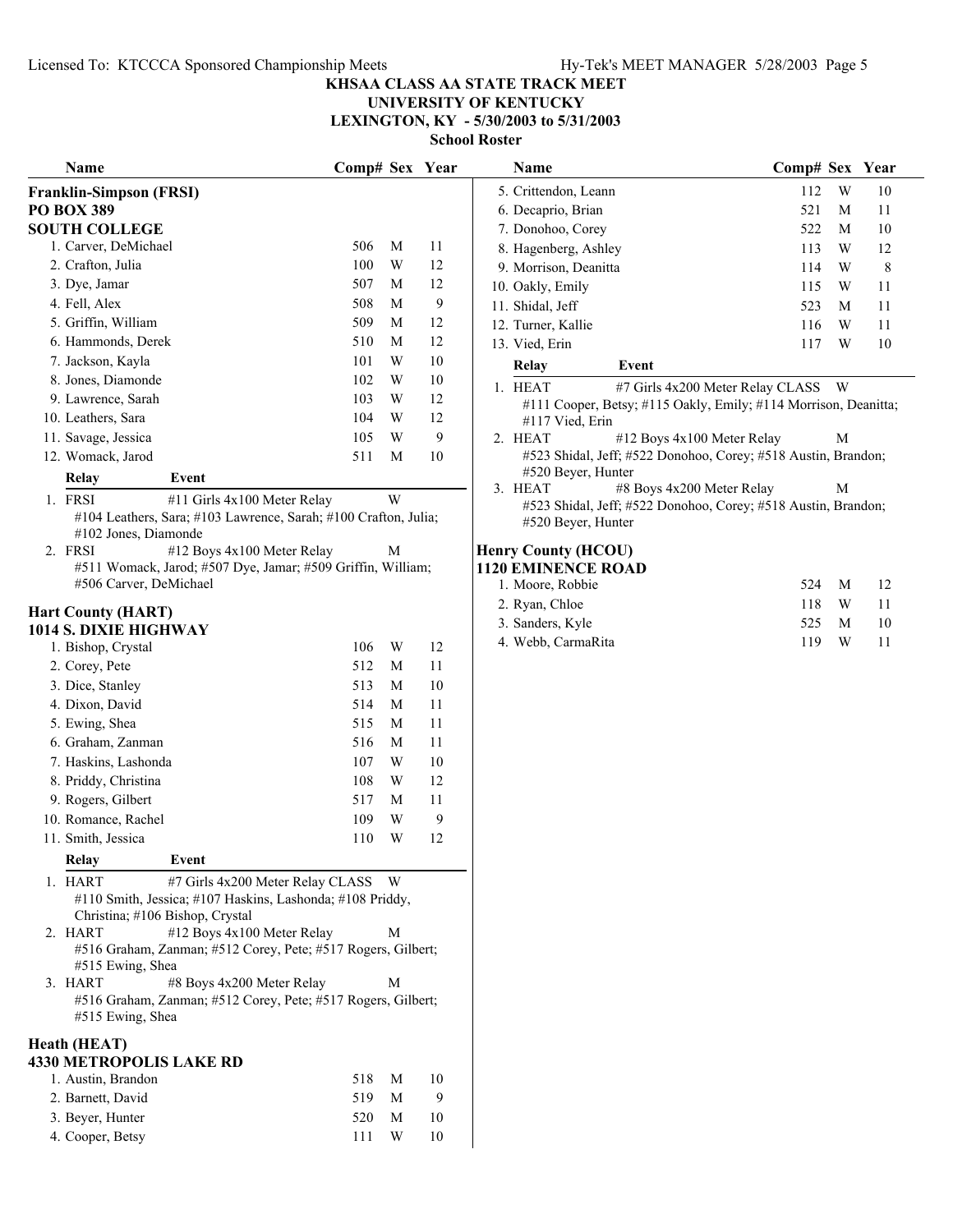# KHSAA CLASS AA STATE TRACK MEET

## UNIVERSITY OF KENTUCKY

## LEXINGTON, KY - 5/30/2003 to 5/31/2003

### School Roster

### Franklin-Simpson (FRSI)

**PO BOX 389**
**SOUTH COLLEGE**

| Name | Comp# | Sex | Year |
|---|---|---|---|
| 1. Carver, DeMichael | 506 | M | 11 |
| 2. Crafton, Julia | 100 | W | 12 |
| 3. Dye, Jamar | 507 | M | 12 |
| 4. Fell, Alex | 508 | M | 9 |
| 5. Griffin, William | 509 | M | 12 |
| 6. Hammonds, Derek | 510 | M | 12 |
| 7. Jackson, Kayla | 101 | W | 10 |
| 8. Jones, Diamonde | 102 | W | 10 |
| 9. Lawrence, Sarah | 103 | W | 12 |
| 10. Leathers, Sara | 104 | W | 12 |
| 11. Savage, Jessica | 105 | W | 9 |
| 12. Womack, Jarod | 511 | M | 10 |

| Relay | Event | Sex |
|---|---|---|
| 1. FRSI | #11 Girls 4x100 Meter Relay | W |
| | #104 Leathers, Sara; #103 Lawrence, Sarah; #100 Crafton, Julia; #102 Jones, Diamonde | |
| 2. FRSI | #12 Boys 4x100 Meter Relay | M |
| | #511 Womack, Jarod; #507 Dye, Jamar; #509 Griffin, William; #506 Carver, DeMichael | |

### Hart County (HART)

**1014 S. DIXIE HIGHWAY**

| Name | Comp# | Sex | Year |
|---|---|---|---|
| 1. Bishop, Crystal | 106 | W | 12 |
| 2. Corey, Pete | 512 | M | 11 |
| 3. Dice, Stanley | 513 | M | 10 |
| 4. Dixon, David | 514 | M | 11 |
| 5. Ewing, Shea | 515 | M | 11 |
| 6. Graham, Zanman | 516 | M | 11 |
| 7. Haskins, Lashonda | 107 | W | 10 |
| 8. Priddy, Christina | 108 | W | 12 |
| 9. Rogers, Gilbert | 517 | M | 11 |
| 10. Romance, Rachel | 109 | W | 9 |
| 11. Smith, Jessica | 110 | W | 12 |

| Relay | Event | Sex |
|---|---|---|
| 1. HART | #7 Girls 4x200 Meter Relay CLASS | W |
| | #110 Smith, Jessica; #107 Haskins, Lashonda; #108 Priddy, Christina; #106 Bishop, Crystal | |
| 2. HART | #12 Boys 4x100 Meter Relay | M |
| | #516 Graham, Zanman; #512 Corey, Pete; #517 Rogers, Gilbert; #515 Ewing, Shea | |
| 3. HART | #8 Boys 4x200 Meter Relay | M |
| | #516 Graham, Zanman; #512 Corey, Pete; #517 Rogers, Gilbert; #515 Ewing, Shea | |

### Heath (HEAT)

**4330 METROPOLIS LAKE RD**

| Name | Comp# | Sex | Year |
|---|---|---|---|
| 1. Austin, Brandon | 518 | M | 10 |
| 2. Barnett, David | 519 | M | 9 |
| 3. Beyer, Hunter | 520 | M | 10 |
| 4. Cooper, Betsy | 111 | W | 10 |
| 5. Crittendon, Leann | 112 | W | 10 |
| 6. Decaprio, Brian | 521 | M | 11 |
| 7. Donohoo, Corey | 522 | M | 10 |
| 8. Hagenberg, Ashley | 113 | W | 12 |
| 9. Morrison, Deanitta | 114 | W | 8 |
| 10. Oakly, Emily | 115 | W | 11 |
| 11. Shidal, Jeff | 523 | M | 11 |
| 12. Turner, Kallie | 116 | W | 11 |
| 13. Vied, Erin | 117 | W | 10 |

| Relay | Event | Sex |
|---|---|---|
| 1. HEAT | #7 Girls 4x200 Meter Relay CLASS | W |
| | #111 Cooper, Betsy; #115 Oakly, Emily; #114 Morrison, Deanitta; #117 Vied, Erin | |
| 2. HEAT | #12 Boys 4x100 Meter Relay | M |
| | #523 Shidal, Jeff; #522 Donohoo, Corey; #518 Austin, Brandon; #520 Beyer, Hunter | |
| 3. HEAT | #8 Boys 4x200 Meter Relay | M |
| | #523 Shidal, Jeff; #522 Donohoo, Corey; #518 Austin, Brandon; #520 Beyer, Hunter | |

### Henry County (HCOU)

**1120 EMINENCE ROAD**

| Name | Comp# | Sex | Year |
|---|---|---|---|
| 1. Moore, Robbie | 524 | M | 12 |
| 2. Ryan, Chloe | 118 | W | 11 |
| 3. Sanders, Kyle | 525 | M | 10 |
| 4. Webb, CarmaRita | 119 | W | 11 |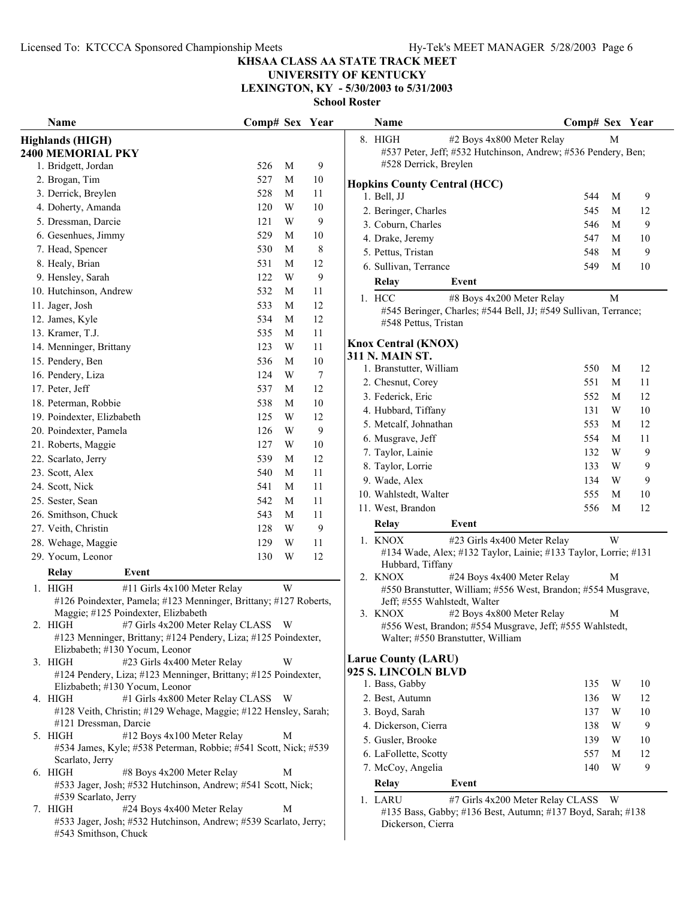# KHSAA CLASS AA STATE TRACK MEET

**UNIVERSITY OF KENTUCKY**
**LEXINGTON, KY - 5/30/2003 to 5/31/2003**
**School Roster**

## Highlands (HIGH)
**2400 MEMORIAL PKY**

| Name | Comp# | Sex | Year |
|---|---|---|---|
| 1. Bridgett, Jordan | 526 | M | 9 |
| 2. Brogan, Tim | 527 | M | 10 |
| 3. Derrick, Breylen | 528 | M | 11 |
| 4. Doherty, Amanda | 120 | W | 10 |
| 5. Dressman, Darcie | 121 | W | 9 |
| 6. Gesenhues, Jimmy | 529 | M | 10 |
| 7. Head, Spencer | 530 | M | 8 |
| 8. Healy, Brian | 531 | M | 12 |
| 9. Hensley, Sarah | 122 | W | 9 |
| 10. Hutchinson, Andrew | 532 | M | 11 |
| 11. Jager, Josh | 533 | M | 12 |
| 12. James, Kyle | 534 | M | 12 |
| 13. Kramer, T.J. | 535 | M | 11 |
| 14. Menninger, Brittany | 123 | W | 11 |
| 15. Pendery, Ben | 536 | M | 10 |
| 16. Pendery, Liza | 124 | W | 7 |
| 17. Peter, Jeff | 537 | M | 12 |
| 18. Peterman, Robbie | 538 | M | 10 |
| 19. Poindexter, Elizbabeth | 125 | W | 12 |
| 20. Poindexter, Pamela | 126 | W | 9 |
| 21. Roberts, Maggie | 127 | W | 10 |
| 22. Scarlato, Jerry | 539 | M | 12 |
| 23. Scott, Alex | 540 | M | 11 |
| 24. Scott, Nick | 541 | M | 11 |
| 25. Sester, Sean | 542 | M | 11 |
| 26. Smithson, Chuck | 543 | M | 11 |
| 27. Veith, Christin | 128 | W | 9 |
| 28. Wehage, Maggie | 129 | W | 11 |
| 29. Yocum, Leonor | 130 | W | 12 |

| Relay | Event | Sex |
|---|---|---|
| 1. HIGH | #11 Girls 4x100 Meter Relay | W |
| | #126 Poindexter, Pamela; #123 Menninger, Brittany; #127 Roberts, Maggie; #125 Poindexter, Elizbabeth | |
| 2. HIGH | #7 Girls 4x200 Meter Relay CLASS | W |
| | #123 Menninger, Brittany; #124 Pendery, Liza; #125 Poindexter, Elizbabeth; #130 Yocum, Leonor | |
| 3. HIGH | #23 Girls 4x400 Meter Relay | W |
| | #124 Pendery, Liza; #123 Menninger, Brittany; #125 Poindexter, Elizbabeth; #130 Yocum, Leonor | |
| 4. HIGH | #1 Girls 4x800 Meter Relay CLASS | W |
| | #128 Veith, Christin; #129 Wehage, Maggie; #122 Hensley, Sarah; #121 Dressman, Darcie | |
| 5. HIGH | #12 Boys 4x100 Meter Relay | M |
| | #534 James, Kyle; #538 Peterman, Robbie; #541 Scott, Nick; #539 Scarlato, Jerry | |
| 6. HIGH | #8 Boys 4x200 Meter Relay | M |
| | #533 Jager, Josh; #532 Hutchinson, Andrew; #541 Scott, Nick; #539 Scarlato, Jerry | |
| 7. HIGH | #24 Boys 4x400 Meter Relay | M |
| | #533 Jager, Josh; #532 Hutchinson, Andrew; #539 Scarlato, Jerry; #543 Smithson, Chuck | |
| 8. HIGH | #2 Boys 4x800 Meter Relay | M |
| | #537 Peter, Jeff; #532 Hutchinson, Andrew; #536 Pendery, Ben; #528 Derrick, Breylen | |

## Hopkins County Central (HCC)

| Name | Comp# | Sex | Year |
|---|---|---|---|
| 1. Bell, JJ | 544 | M | 9 |
| 2. Beringer, Charles | 545 | M | 12 |
| 3. Coburn, Charles | 546 | M | 9 |
| 4. Drake, Jeremy | 547 | M | 10 |
| 5. Pettus, Tristan | 548 | M | 9 |
| 6. Sullivan, Terrance | 549 | M | 10 |

| Relay | Event | Sex |
|---|---|---|
| 1. HCC | #8 Boys 4x200 Meter Relay | M |
| | #545 Beringer, Charles; #544 Bell, JJ; #549 Sullivan, Terrance; #548 Pettus, Tristan | |

## Knox Central (KNOX)
**311 N. MAIN ST.**

| Name | Comp# | Sex | Year |
|---|---|---|---|
| 1. Branstutter, William | 550 | M | 12 |
| 2. Chesnut, Corey | 551 | M | 11 |
| 3. Federick, Eric | 552 | M | 12 |
| 4. Hubbard, Tiffany | 131 | W | 10 |
| 5. Metcalf, Johnathan | 553 | M | 12 |
| 6. Musgrave, Jeff | 554 | M | 11 |
| 7. Taylor, Lainie | 132 | W | 9 |
| 8. Taylor, Lorrie | 133 | W | 9 |
| 9. Wade, Alex | 134 | W | 9 |
| 10. Wahlstedt, Walter | 555 | M | 10 |
| 11. West, Brandon | 556 | M | 12 |

| Relay | Event | Sex |
|---|---|---|
| 1. KNOX | #23 Girls 4x400 Meter Relay | W |
| | #134 Wade, Alex; #132 Taylor, Lainie; #133 Taylor, Lorrie; #131 Hubbard, Tiffany | |
| 2. KNOX | #24 Boys 4x400 Meter Relay | M |
| | #550 Branstutter, William; #556 West, Brandon; #554 Musgrave, Jeff; #555 Wahlstedt, Walter | |
| 3. KNOX | #2 Boys 4x800 Meter Relay | M |
| | #556 West, Brandon; #554 Musgrave, Jeff; #555 Wahlstedt, Walter; #550 Branstutter, William | |

## Larue County (LARU)
**925 S. LINCOLN BLVD**

| Name | Comp# | Sex | Year |
|---|---|---|---|
| 1. Bass, Gabby | 135 | W | 10 |
| 2. Best, Autumn | 136 | W | 12 |
| 3. Boyd, Sarah | 137 | W | 10 |
| 4. Dickerson, Cierra | 138 | W | 9 |
| 5. Gusler, Brooke | 139 | W | 10 |
| 6. LaFollette, Scotty | 557 | M | 12 |
| 7. McCoy, Angelia | 140 | W | 9 |

| Relay | Event | Sex |
|---|---|---|
| 1. LARU | #7 Girls 4x200 Meter Relay CLASS | W |
| | #135 Bass, Gabby; #136 Best, Autumn; #137 Boyd, Sarah; #138 Dickerson, Cierra | |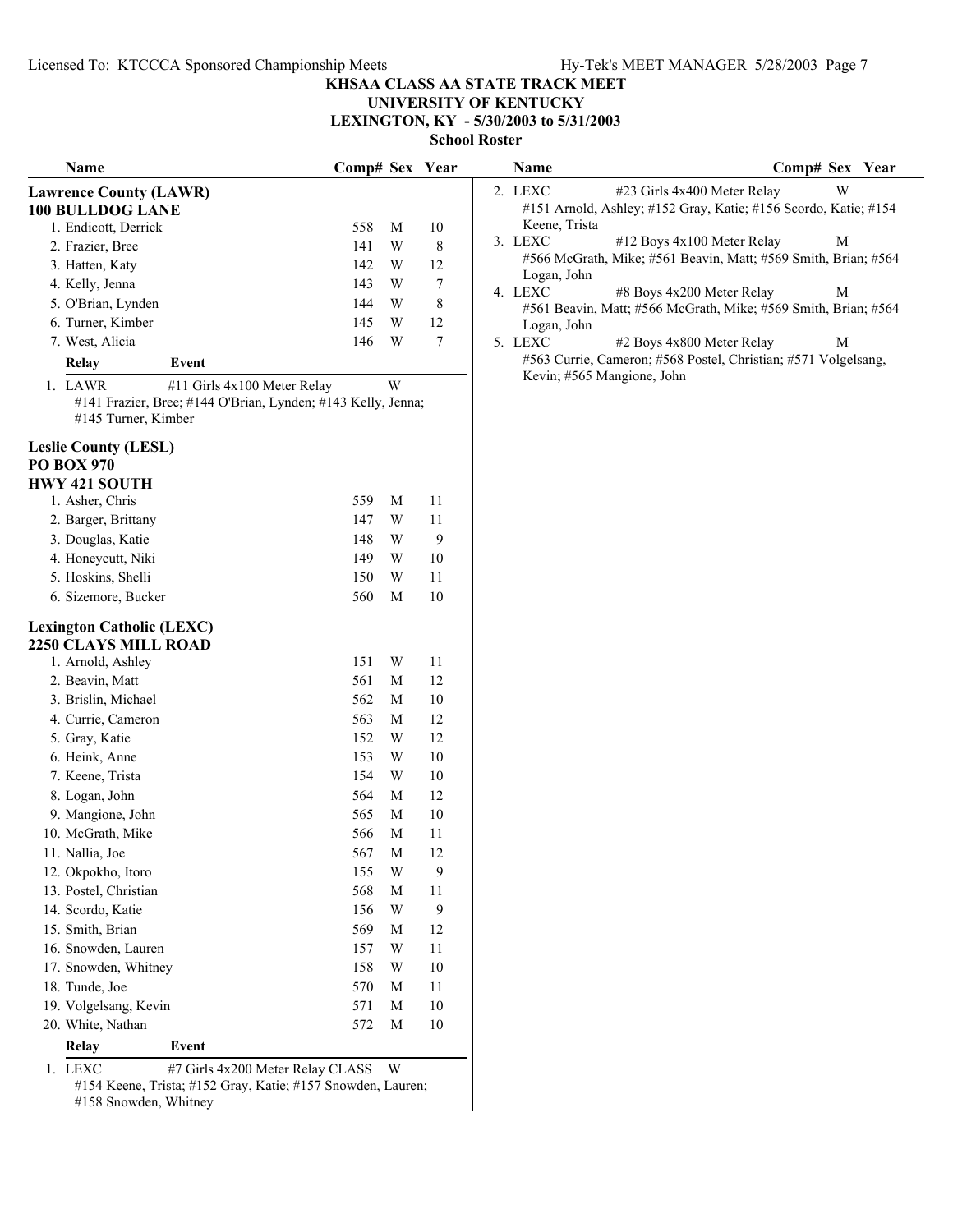**KHSAA CLASS AA STATE TRACK MEET**
**UNIVERSITY OF KENTUCKY**
**LEXINGTON, KY - 5/30/2003 to 5/31/2003**
**School Roster**

## Lawrence County (LAWR)
**100 BULLDOG LANE**

| Name | Comp# | Sex | Year |
|---|---|---|---|
| 1. Endicott, Derrick | 558 | M | 10 |
| 2. Frazier, Bree | 141 | W | 8 |
| 3. Hatten, Katy | 142 | W | 12 |
| 4. Kelly, Jenna | 143 | W | 7 |
| 5. O'Brian, Lynden | 144 | W | 8 |
| 6. Turner, Kimber | 145 | W | 12 |
| 7. West, Alicia | 146 | W | 7 |

| Relay | Event | Sex |
|---|---|---|
| 1. LAWR | #11 Girls 4x100 Meter Relay | W |

#141 Frazier, Bree; #144 O'Brian, Lynden; #143 Kelly, Jenna; #145 Turner, Kimber

## Leslie County (LESL)
**PO BOX 970**
**HWY 421 SOUTH**

| Name | Comp# | Sex | Year |
|---|---|---|---|
| 1. Asher, Chris | 559 | M | 11 |
| 2. Barger, Brittany | 147 | W | 11 |
| 3. Douglas, Katie | 148 | W | 9 |
| 4. Honeycutt, Niki | 149 | W | 10 |
| 5. Hoskins, Shelli | 150 | W | 11 |
| 6. Sizemore, Bucker | 560 | M | 10 |

## Lexington Catholic (LEXC)
**2250 CLAYS MILL ROAD**

| Name | Comp# | Sex | Year |
|---|---|---|---|
| 1. Arnold, Ashley | 151 | W | 11 |
| 2. Beavin, Matt | 561 | M | 12 |
| 3. Brislin, Michael | 562 | M | 10 |
| 4. Currie, Cameron | 563 | M | 12 |
| 5. Gray, Katie | 152 | W | 12 |
| 6. Heink, Anne | 153 | W | 10 |
| 7. Keene, Trista | 154 | W | 10 |
| 8. Logan, John | 564 | M | 12 |
| 9. Mangione, John | 565 | M | 10 |
| 10. McGrath, Mike | 566 | M | 11 |
| 11. Nallia, Joe | 567 | M | 12 |
| 12. Okpokho, Itoro | 155 | W | 9 |
| 13. Postel, Christian | 568 | M | 11 |
| 14. Scordo, Katie | 156 | W | 9 |
| 15. Smith, Brian | 569 | M | 12 |
| 16. Snowden, Lauren | 157 | W | 11 |
| 17. Snowden, Whitney | 158 | W | 10 |
| 18. Tunde, Joe | 570 | M | 11 |
| 19. Volgelsang, Kevin | 571 | M | 10 |
| 20. White, Nathan | 572 | M | 10 |

| Relay | Event | Sex |
|---|---|---|
| 1. LEXC | #7 Girls 4x200 Meter Relay CLASS | W |

#154 Keene, Trista; #152 Gray, Katie; #157 Snowden, Lauren; #158 Snowden, Whitney

| Relay | Event | Sex |
|---|---|---|
| 2. LEXC | #23 Girls 4x400 Meter Relay | W |

#151 Arnold, Ashley; #152 Gray, Katie; #156 Scordo, Katie; #154 Keene, Trista

| Relay | Event | Sex |
|---|---|---|
| 3. LEXC | #12 Boys 4x100 Meter Relay | M |

#566 McGrath, Mike; #561 Beavin, Matt; #569 Smith, Brian; #564 Logan, John

| Relay | Event | Sex |
|---|---|---|
| 4. LEXC | #8 Boys 4x200 Meter Relay | M |

#561 Beavin, Matt; #566 McGrath, Mike; #569 Smith, Brian; #564 Logan, John

| Relay | Event | Sex |
|---|---|---|
| 5. LEXC | #2 Boys 4x800 Meter Relay | M |

#563 Currie, Cameron; #568 Postel, Christian; #571 Volgelsang, Kevin; #565 Mangione, John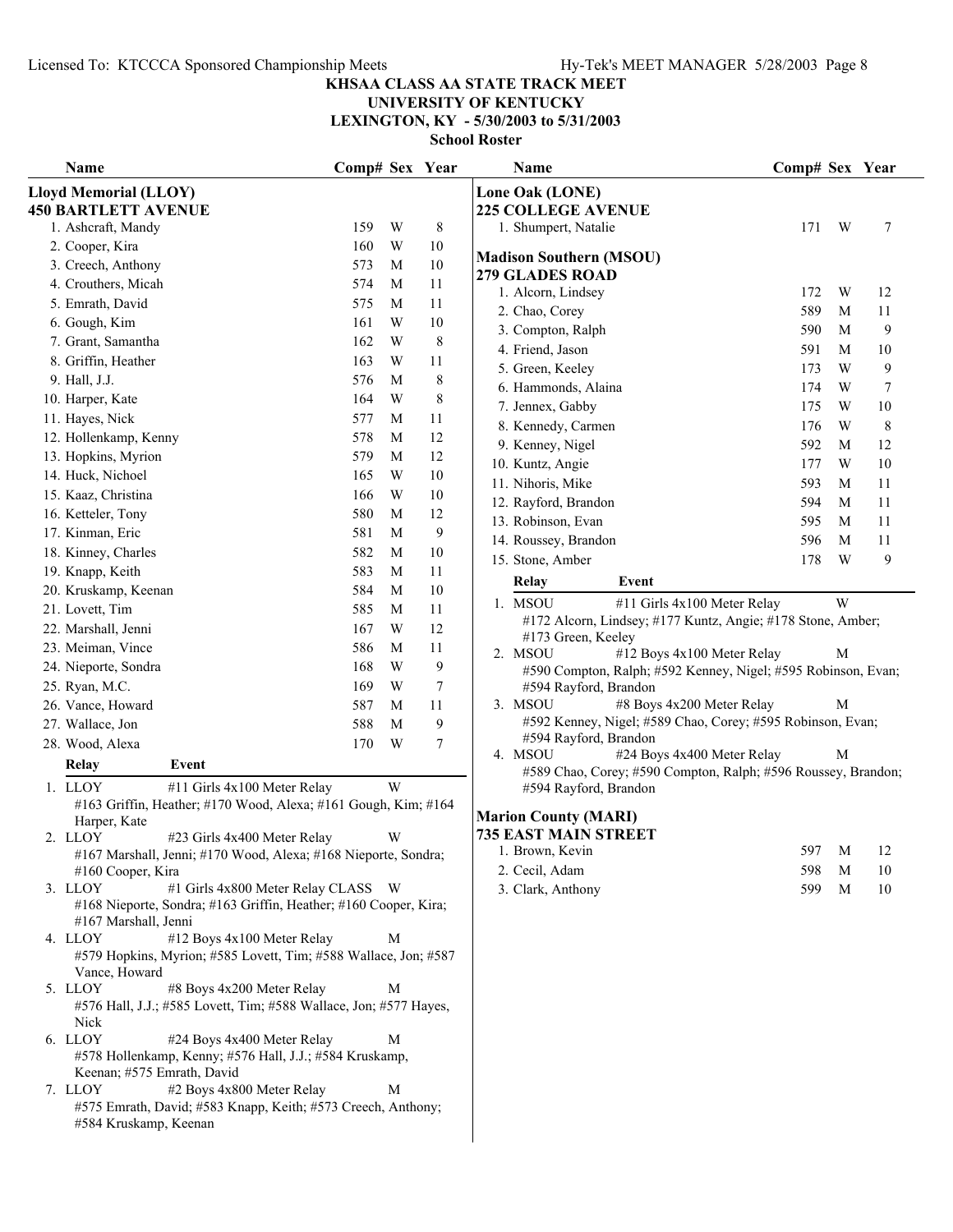# KHSAA CLASS AA STATE TRACK MEET
## UNIVERSITY OF KENTUCKY
## LEXINGTON, KY - 5/30/2003 to 5/31/2003
### School Roster

## Lloyd Memorial (LLOY)
**450 BARTLETT AVENUE**

| Name | Comp# | Sex | Year |
|---|---|---|---|
| 1. Ashcraft, Mandy | 159 | W | 8 |
| 2. Cooper, Kira | 160 | W | 10 |
| 3. Creech, Anthony | 573 | M | 10 |
| 4. Crouthers, Micah | 574 | M | 11 |
| 5. Emrath, David | 575 | M | 11 |
| 6. Gough, Kim | 161 | W | 10 |
| 7. Grant, Samantha | 162 | W | 8 |
| 8. Griffin, Heather | 163 | W | 11 |
| 9. Hall, J.J. | 576 | M | 8 |
| 10. Harper, Kate | 164 | W | 8 |
| 11. Hayes, Nick | 577 | M | 11 |
| 12. Hollenkamp, Kenny | 578 | M | 12 |
| 13. Hopkins, Myrion | 579 | M | 12 |
| 14. Huck, Nichoel | 165 | W | 10 |
| 15. Kaaz, Christina | 166 | W | 10 |
| 16. Ketteler, Tony | 580 | M | 12 |
| 17. Kinman, Eric | 581 | M | 9 |
| 18. Kinney, Charles | 582 | M | 10 |
| 19. Knapp, Keith | 583 | M | 11 |
| 20. Kruskamp, Keenan | 584 | M | 10 |
| 21. Lovett, Tim | 585 | M | 11 |
| 22. Marshall, Jenni | 167 | W | 12 |
| 23. Meiman, Vince | 586 | M | 11 |
| 24. Nieporte, Sondra | 168 | W | 9 |
| 25. Ryan, M.C. | 169 | W | 7 |
| 26. Vance, Howard | 587 | M | 11 |
| 27. Wallace, Jon | 588 | M | 9 |
| 28. Wood, Alexa | 170 | W | 7 |

| Relay | Event | Sex |
|---|---|---|
| 1. LLOY | #11 Girls 4x100 Meter Relay | W |
| | #163 Griffin, Heather; #170 Wood, Alexa; #161 Gough, Kim; #164 Harper, Kate | |
| 2. LLOY | #23 Girls 4x400 Meter Relay | W |
| | #167 Marshall, Jenni; #170 Wood, Alexa; #168 Nieporte, Sondra; #160 Cooper, Kira | |
| 3. LLOY | #1 Girls 4x800 Meter Relay CLASS | W |
| | #168 Nieporte, Sondra; #163 Griffin, Heather; #160 Cooper, Kira; #167 Marshall, Jenni | |
| 4. LLOY | #12 Boys 4x100 Meter Relay | M |
| | #579 Hopkins, Myrion; #585 Lovett, Tim; #588 Wallace, Jon; #587 Vance, Howard | |
| 5. LLOY | #8 Boys 4x200 Meter Relay | M |
| | #576 Hall, J.J.; #585 Lovett, Tim; #588 Wallace, Jon; #577 Hayes, Nick | |
| 6. LLOY | #24 Boys 4x400 Meter Relay | M |
| | #578 Hollenkamp, Kenny; #576 Hall, J.J.; #584 Kruskamp, Keenan; #575 Emrath, David | |
| 7. LLOY | #2 Boys 4x800 Meter Relay | M |
| | #575 Emrath, David; #583 Knapp, Keith; #573 Creech, Anthony; #584 Kruskamp, Keenan | |

## Lone Oak (LONE)
**225 COLLEGE AVENUE**

| Name | Comp# | Sex | Year |
|---|---|---|---|
| 1. Shumpert, Natalie | 171 | W | 7 |

## Madison Southern (MSOU)
**279 GLADES ROAD**

| Name | Comp# | Sex | Year |
|---|---|---|---|
| 1. Alcorn, Lindsey | 172 | W | 12 |
| 2. Chao, Corey | 589 | M | 11 |
| 3. Compton, Ralph | 590 | M | 9 |
| 4. Friend, Jason | 591 | M | 10 |
| 5. Green, Keeley | 173 | W | 9 |
| 6. Hammonds, Alaina | 174 | W | 7 |
| 7. Jennex, Gabby | 175 | W | 10 |
| 8. Kennedy, Carmen | 176 | W | 8 |
| 9. Kenney, Nigel | 592 | M | 12 |
| 10. Kuntz, Angie | 177 | W | 10 |
| 11. Nihoris, Mike | 593 | M | 11 |
| 12. Rayford, Brandon | 594 | M | 11 |
| 13. Robinson, Evan | 595 | M | 11 |
| 14. Roussey, Brandon | 596 | M | 11 |
| 15. Stone, Amber | 178 | W | 9 |

| Relay | Event | Sex |
|---|---|---|
| 1. MSOU | #11 Girls 4x100 Meter Relay | W |
| | #172 Alcorn, Lindsey; #177 Kuntz, Angie; #178 Stone, Amber; #173 Green, Keeley | |
| 2. MSOU | #12 Boys 4x100 Meter Relay | M |
| | #590 Compton, Ralph; #592 Kenney, Nigel; #595 Robinson, Evan; #594 Rayford, Brandon | |
| 3. MSOU | #8 Boys 4x200 Meter Relay | M |
| | #592 Kenney, Nigel; #589 Chao, Corey; #595 Robinson, Evan; #594 Rayford, Brandon | |
| 4. MSOU | #24 Boys 4x400 Meter Relay | M |
| | #589 Chao, Corey; #590 Compton, Ralph; #596 Roussey, Brandon; #594 Rayford, Brandon | |

## Marion County (MARI)
**735 EAST MAIN STREET**

| Name | Comp# | Sex | Year |
|---|---|---|---|
| 1. Brown, Kevin | 597 | M | 12 |
| 2. Cecil, Adam | 598 | M | 10 |
| 3. Clark, Anthony | 599 | M | 10 |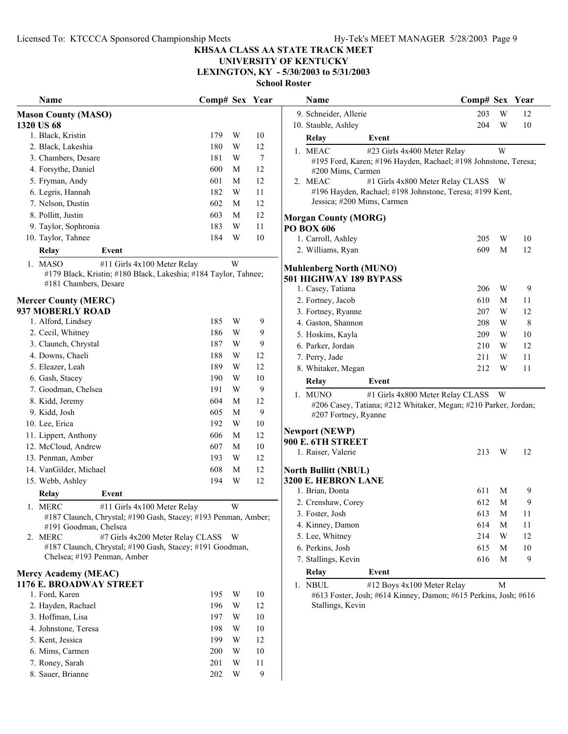# KHSAA CLASS AA STATE TRACK MEET
## UNIVERSITY OF KENTUCKY
## LEXINGTON, KY - 5/30/2003 to 5/31/2003
### School Roster

### Mason County (MASO)
**1320 US 68**

| Name | Comp# | Sex | Year |
|---|---|---|---|
| 1. Black, Kristin | 179 | W | 10 |
| 2. Black, Lakeshia | 180 | W | 12 |
| 3. Chambers, Desare | 181 | W | 7 |
| 4. Forsythe, Daniel | 600 | M | 12 |
| 5. Fryman, Andy | 601 | M | 12 |
| 6. Legris, Hannah | 182 | W | 11 |
| 7. Nelson, Dustin | 602 | M | 12 |
| 8. Pollitt, Justin | 603 | M | 12 |
| 9. Taylor, Sophronia | 183 | W | 11 |
| 10. Taylor, Tahnee | 184 | W | 10 |

| Relay | Event | |
|---|---|---|
| 1. MASO | #11 Girls 4x100 Meter Relay | W |

#179 Black, Kristin; #180 Black, Lakeshia; #184 Taylor, Tahnee; #181 Chambers, Desare

### Mercer County (MERC)
**937 MOBERLY ROAD**

| Name | Comp# | Sex | Year |
|---|---|---|---|
| 1. Alford, Lindsey | 185 | W | 9 |
| 2. Cecil, Whitney | 186 | W | 9 |
| 3. Claunch, Chrystal | 187 | W | 9 |
| 4. Downs, Chaeli | 188 | W | 12 |
| 5. Eleazer, Leah | 189 | W | 12 |
| 6. Gash, Stacey | 190 | W | 10 |
| 7. Goodman, Chelsea | 191 | W | 9 |
| 8. Kidd, Jeremy | 604 | M | 12 |
| 9. Kidd, Josh | 605 | M | 9 |
| 10. Lee, Erica | 192 | W | 10 |
| 11. Lippert, Anthony | 606 | M | 12 |
| 12. McCloud, Andrew | 607 | M | 10 |
| 13. Penman, Amber | 193 | W | 12 |
| 14. VanGilder, Michael | 608 | M | 12 |
| 15. Webb, Ashley | 194 | W | 12 |

| Relay | Event | |
|---|---|---|
| 1. MERC | #11 Girls 4x100 Meter Relay | W |
| 2. MERC | #7 Girls 4x200 Meter Relay CLASS | W |

1. #187 Claunch, Chrystal; #190 Gash, Stacey; #193 Penman, Amber; #191 Goodman, Chelsea
2. #187 Claunch, Chrystal; #190 Gash, Stacey; #191 Goodman, Chelsea; #193 Penman, Amber

### Mercy Academy (MEAC)
**1176 E. BROADWAY STREET**

| Name | Comp# | Sex | Year |
|---|---|---|---|
| 1. Ford, Karen | 195 | W | 10 |
| 2. Hayden, Rachael | 196 | W | 12 |
| 3. Hoffman, Lisa | 197 | W | 10 |
| 4. Johnstone, Teresa | 198 | W | 10 |
| 5. Kent, Jessica | 199 | W | 12 |
| 6. Mims, Carmen | 200 | W | 10 |
| 7. Roney, Sarah | 201 | W | 11 |
| 8. Sauer, Brianne | 202 | W | 9 |
| 9. Schneider, Allerie | 203 | W | 12 |
| 10. Stauble, Ashley | 204 | W | 10 |

| Relay | Event | |
|---|---|---|
| 1. MEAC | #23 Girls 4x400 Meter Relay | W |
| 2. MEAC | #1 Girls 4x800 Meter Relay CLASS | W |

1. #195 Ford, Karen; #196 Hayden, Rachael; #198 Johnstone, Teresa; #200 Mims, Carmen
2. #196 Hayden, Rachael; #198 Johnstone, Teresa; #199 Kent, Jessica; #200 Mims, Carmen

### Morgan County (MORG)
**PO BOX 606**

| Name | Comp# | Sex | Year |
|---|---|---|---|
| 1. Carroll, Ashley | 205 | W | 10 |
| 2. Williams, Ryan | 609 | M | 12 |

### Muhlenberg North (MUNO)
**501 HIGHWAY 189 BYPASS**

| Name | Comp# | Sex | Year |
|---|---|---|---|
| 1. Casey, Tatiana | 206 | W | 9 |
| 2. Fortney, Jacob | 610 | M | 11 |
| 3. Fortney, Ryanne | 207 | W | 12 |
| 4. Gaston, Shannon | 208 | W | 8 |
| 5. Hoskins, Kayla | 209 | W | 10 |
| 6. Parker, Jordan | 210 | W | 12 |
| 7. Perry, Jade | 211 | W | 11 |
| 8. Whitaker, Megan | 212 | W | 11 |

| Relay | Event | |
|---|---|---|
| 1. MUNO | #1 Girls 4x800 Meter Relay CLASS | W |

#206 Casey, Tatiana; #212 Whitaker, Megan; #210 Parker, Jordan; #207 Fortney, Ryanne

### Newport (NEWP)
**900 E. 6TH STREET**

| Name | Comp# | Sex | Year |
|---|---|---|---|
| 1. Raiser, Valerie | 213 | W | 12 |

### North Bullitt (NBUL)
**3200 E. HEBRON LANE**

| Name | Comp# | Sex | Year |
|---|---|---|---|
| 1. Brian, Donta | 611 | M | 9 |
| 2. Crenshaw, Corey | 612 | M | 9 |
| 3. Foster, Josh | 613 | M | 11 |
| 4. Kinney, Damon | 614 | M | 11 |
| 5. Lee, Whitney | 214 | W | 12 |
| 6. Perkins, Josh | 615 | M | 10 |
| 7. Stallings, Kevin | 616 | M | 9 |

| Relay | Event | |
|---|---|---|
| 1. NBUL | #12 Boys 4x100 Meter Relay | M |

#613 Foster, Josh; #614 Kinney, Damon; #615 Perkins, Josh; #616 Stallings, Kevin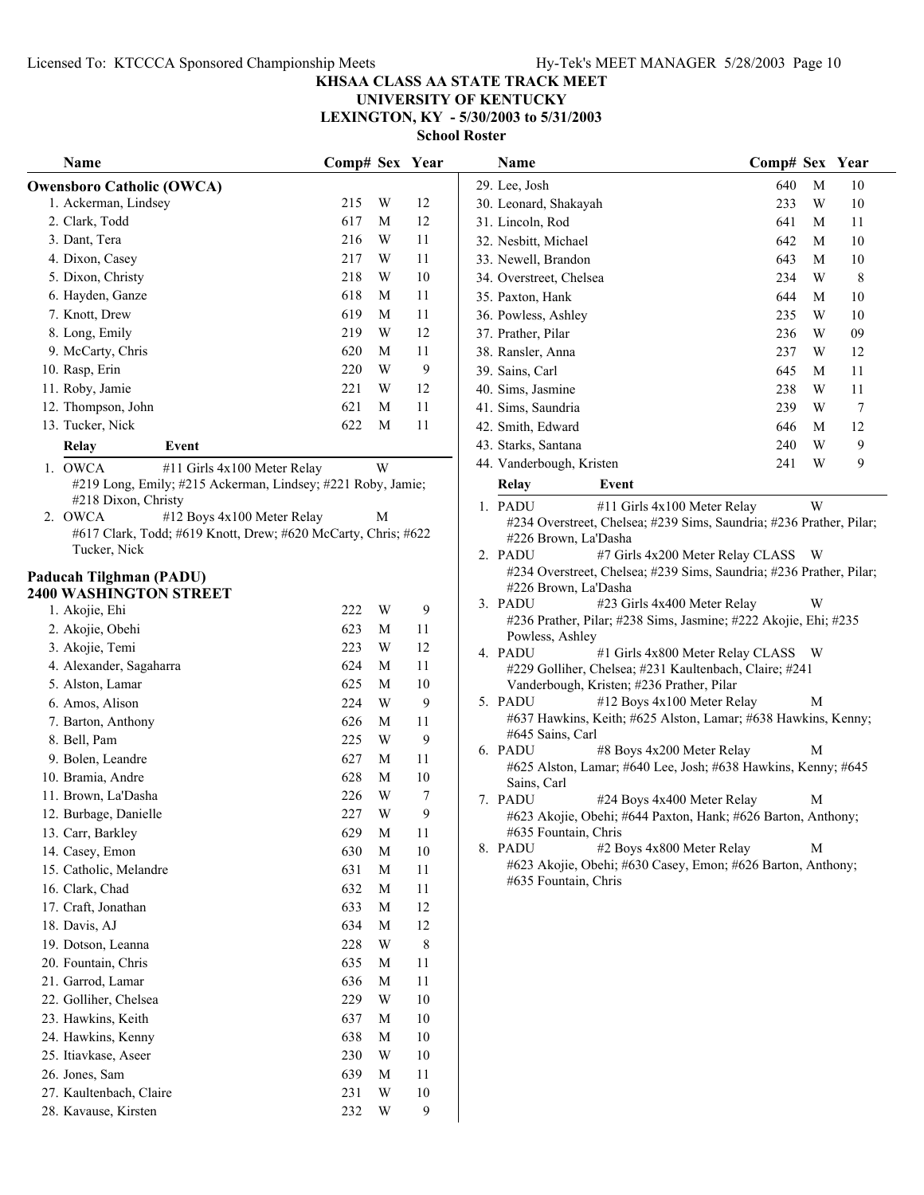# KHSAA CLASS AA STATE TRACK MEET
## UNIVERSITY OF KENTUCKY
## LEXINGTON, KY - 5/30/2003 to 5/31/2003
### School Roster

### Owensboro Catholic (OWCA)

| Name | Comp# | Sex | Year |
|---|---|---|---|
| 1. Ackerman, Lindsey | 215 | W | 12 |
| 2. Clark, Todd | 617 | M | 12 |
| 3. Dant, Tera | 216 | W | 11 |
| 4. Dixon, Casey | 217 | W | 11 |
| 5. Dixon, Christy | 218 | W | 10 |
| 6. Hayden, Ganze | 618 | M | 11 |
| 7. Knott, Drew | 619 | M | 11 |
| 8. Long, Emily | 219 | W | 12 |
| 9. McCarty, Chris | 620 | M | 11 |
| 10. Rasp, Erin | 220 | W | 9 |
| 11. Roby, Jamie | 221 | W | 12 |
| 12. Thompson, John | 621 | M | 11 |
| 13. Tucker, Nick | 622 | M | 11 |

| Relay | Event | |
|---|---|---|
| 1. OWCA | #11 Girls 4x100 Meter Relay | W |
| | #219 Long, Emily; #215 Ackerman, Lindsey; #221 Roby, Jamie; #218 Dixon, Christy | |
| 2. OWCA | #12 Boys 4x100 Meter Relay | M |
| | #617 Clark, Todd; #619 Knott, Drew; #620 McCarty, Chris; #622 Tucker, Nick | |

### Paducah Tilghman (PADU)
**2400 WASHINGTON STREET**

| Name | Comp# | Sex | Year |
|---|---|---|---|
| 1. Akojie, Ehi | 222 | W | 9 |
| 2. Akojie, Obehi | 623 | M | 11 |
| 3. Akojie, Temi | 223 | W | 12 |
| 4. Alexander, Sagaharra | 624 | M | 11 |
| 5. Alston, Lamar | 625 | M | 10 |
| 6. Amos, Alison | 224 | W | 9 |
| 7. Barton, Anthony | 626 | M | 11 |
| 8. Bell, Pam | 225 | W | 9 |
| 9. Bolen, Leandre | 627 | M | 11 |
| 10. Bramia, Andre | 628 | M | 10 |
| 11. Brown, La'Dasha | 226 | W | 7 |
| 12. Burbage, Danielle | 227 | W | 9 |
| 13. Carr, Barkley | 629 | M | 11 |
| 14. Casey, Emon | 630 | M | 10 |
| 15. Catholic, Melandre | 631 | M | 11 |
| 16. Clark, Chad | 632 | M | 11 |
| 17. Craft, Jonathan | 633 | M | 12 |
| 18. Davis, AJ | 634 | M | 12 |
| 19. Dotson, Leanna | 228 | W | 8 |
| 20. Fountain, Chris | 635 | M | 11 |
| 21. Garrod, Lamar | 636 | M | 11 |
| 22. Golliher, Chelsea | 229 | W | 10 |
| 23. Hawkins, Keith | 637 | M | 10 |
| 24. Hawkins, Kenny | 638 | M | 10 |
| 25. Itiavkase, Aseer | 230 | W | 10 |
| 26. Jones, Sam | 639 | M | 11 |
| 27. Kaultenbach, Claire | 231 | W | 10 |
| 28. Kavause, Kirsten | 232 | W | 9 |
| 29. Lee, Josh | 640 | M | 10 |
| 30. Leonard, Shakayah | 233 | W | 10 |
| 31. Lincoln, Rod | 641 | M | 11 |
| 32. Nesbitt, Michael | 642 | M | 10 |
| 33. Newell, Brandon | 643 | M | 10 |
| 34. Overstreet, Chelsea | 234 | W | 8 |
| 35. Paxton, Hank | 644 | M | 10 |
| 36. Powless, Ashley | 235 | W | 10 |
| 37. Prather, Pilar | 236 | W | 09 |
| 38. Ransler, Anna | 237 | W | 12 |
| 39. Sains, Carl | 645 | M | 11 |
| 40. Sims, Jasmine | 238 | W | 11 |
| 41. Sims, Saundria | 239 | W | 7 |
| 42. Smith, Edward | 646 | M | 12 |
| 43. Starks, Santana | 240 | W | 9 |
| 44. Vanderbough, Kristen | 241 | W | 9 |

| Relay | Event | |
|---|---|---|
| 1. PADU | #11 Girls 4x100 Meter Relay | W |
| | #234 Overstreet, Chelsea; #239 Sims, Saundria; #236 Prather, Pilar; #226 Brown, La'Dasha | |
| 2. PADU | #7 Girls 4x200 Meter Relay CLASS | W |
| | #234 Overstreet, Chelsea; #239 Sims, Saundria; #236 Prather, Pilar; #226 Brown, La'Dasha | |
| 3. PADU | #23 Girls 4x400 Meter Relay | W |
| | #236 Prather, Pilar; #238 Sims, Jasmine; #222 Akojie, Ehi; #235 Powless, Ashley | |
| 4. PADU | #1 Girls 4x800 Meter Relay CLASS | W |
| | #229 Golliher, Chelsea; #231 Kaultenbach, Claire; #241 Vanderbough, Kristen; #236 Prather, Pilar | |
| 5. PADU | #12 Boys 4x100 Meter Relay | M |
| | #637 Hawkins, Keith; #625 Alston, Lamar; #638 Hawkins, Kenny; #645 Sains, Carl | |
| 6. PADU | #8 Boys 4x200 Meter Relay | M |
| | #625 Alston, Lamar; #640 Lee, Josh; #638 Hawkins, Kenny; #645 Sains, Carl | |
| 7. PADU | #24 Boys 4x400 Meter Relay | M |
| | #623 Akojie, Obehi; #644 Paxton, Hank; #626 Barton, Anthony; #635 Fountain, Chris | |
| 8. PADU | #2 Boys 4x800 Meter Relay | M |
| | #623 Akojie, Obehi; #630 Casey, Emon; #626 Barton, Anthony; #635 Fountain, Chris | |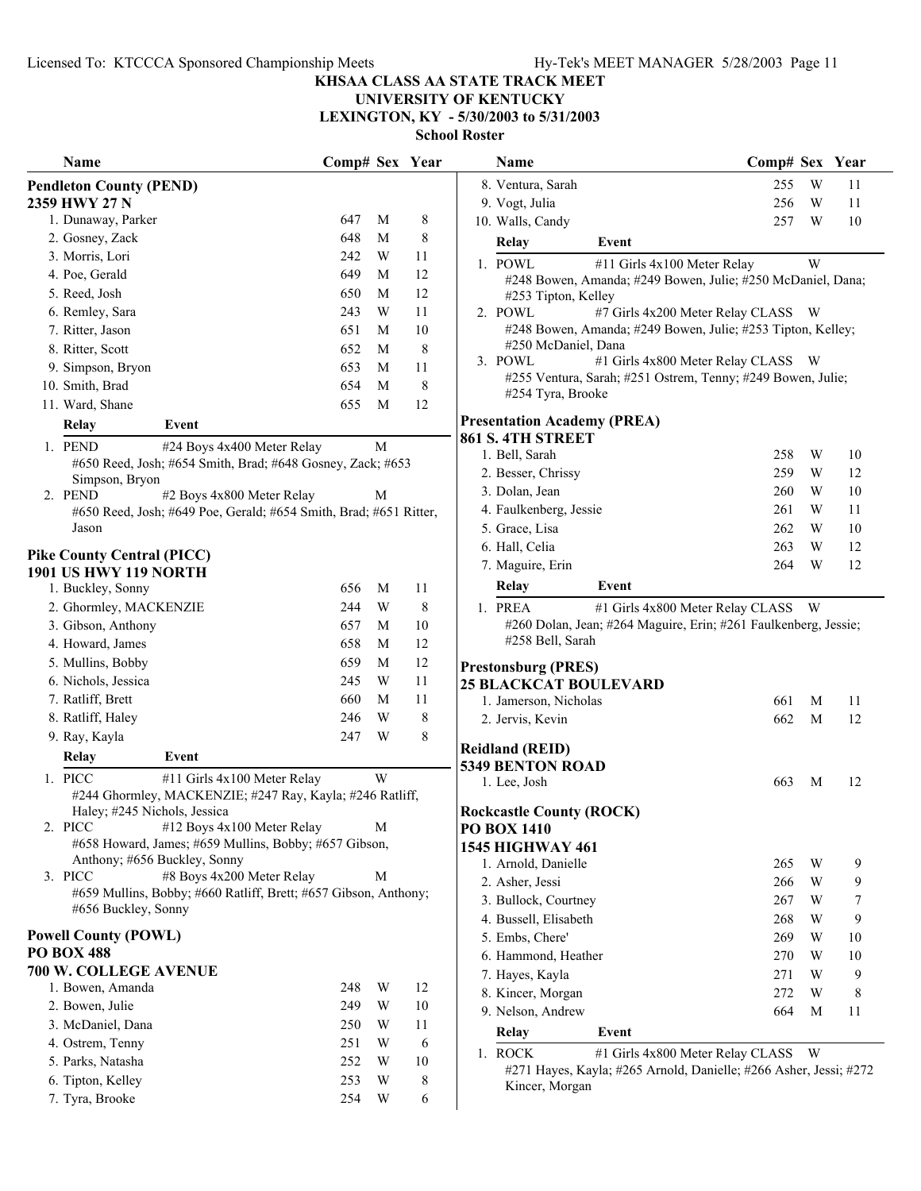# KHSAA CLASS AA STATE TRACK MEET

## UNIVERSITY OF KENTUCKY

## LEXINGTON, KY - 5/30/2003 to 5/31/2003

### School Roster

**Pendleton County (PEND)**
**2359 HWY 27 N**

| Name | Comp# | Sex | Year |
|---|---|---|---|
| 1. Dunaway, Parker | 647 | M | 8 |
| 2. Gosney, Zack | 648 | M | 8 |
| 3. Morris, Lori | 242 | W | 11 |
| 4. Poe, Gerald | 649 | M | 12 |
| 5. Reed, Josh | 650 | M | 12 |
| 6. Remley, Sara | 243 | W | 11 |
| 7. Ritter, Jason | 651 | M | 10 |
| 8. Ritter, Scott | 652 | M | 8 |
| 9. Simpson, Bryon | 653 | M | 11 |
| 10. Smith, Brad | 654 | M | 8 |
| 11. Ward, Shane | 655 | M | 12 |

| Relay | Event | |
|---|---|---|
| 1. PEND | #24 Boys 4x400 Meter Relay | M |
| | #650 Reed, Josh; #654 Smith, Brad; #648 Gosney, Zack; #653 Simpson, Bryon | |
| 2. PEND | #2 Boys 4x800 Meter Relay | M |
| | #650 Reed, Josh; #649 Poe, Gerald; #654 Smith, Brad; #651 Ritter, Jason | |

**Pike County Central (PICC)**
**1901 US HWY 119 NORTH**

| Name | Comp# | Sex | Year |
|---|---|---|---|
| 1. Buckley, Sonny | 656 | M | 11 |
| 2. Ghormley, MACKENZIE | 244 | W | 8 |
| 3. Gibson, Anthony | 657 | M | 10 |
| 4. Howard, James | 658 | M | 12 |
| 5. Mullins, Bobby | 659 | M | 12 |
| 6. Nichols, Jessica | 245 | W | 11 |
| 7. Ratliff, Brett | 660 | M | 11 |
| 8. Ratliff, Haley | 246 | W | 8 |
| 9. Ray, Kayla | 247 | W | 8 |

| Relay | Event | |
|---|---|---|
| 1. PICC | #11 Girls 4x100 Meter Relay | W |
| | #244 Ghormley, MACKENZIE; #247 Ray, Kayla; #246 Ratliff, Haley; #245 Nichols, Jessica | |
| 2. PICC | #12 Boys 4x100 Meter Relay | M |
| | #658 Howard, James; #659 Mullins, Bobby; #657 Gibson, Anthony; #656 Buckley, Sonny | |
| 3. PICC | #8 Boys 4x200 Meter Relay | M |
| | #659 Mullins, Bobby; #660 Ratliff, Brett; #657 Gibson, Anthony; #656 Buckley, Sonny | |

**Powell County (POWL)**
**PO BOX 488**
**700 W. COLLEGE AVENUE**

| Name | Comp# | Sex | Year |
|---|---|---|---|
| 1. Bowen, Amanda | 248 | W | 12 |
| 2. Bowen, Julie | 249 | W | 10 |
| 3. McDaniel, Dana | 250 | W | 11 |
| 4. Ostrem, Tenny | 251 | W | 6 |
| 5. Parks, Natasha | 252 | W | 10 |
| 6. Tipton, Kelley | 253 | W | 8 |
| 7. Tyra, Brooke | 254 | W | 6 |
| 8. Ventura, Sarah | 255 | W | 11 |
| 9. Vogt, Julia | 256 | W | 11 |
| 10. Walls, Candy | 257 | W | 10 |

| Relay | Event | |
|---|---|---|
| 1. POWL | #11 Girls 4x100 Meter Relay | W |
| | #248 Bowen, Amanda; #249 Bowen, Julie; #250 McDaniel, Dana; #253 Tipton, Kelley | |
| 2. POWL | #7 Girls 4x200 Meter Relay CLASS | W |
| | #248 Bowen, Amanda; #249 Bowen, Julie; #253 Tipton, Kelley; #250 McDaniel, Dana | |
| 3. POWL | #1 Girls 4x800 Meter Relay CLASS | W |
| | #255 Ventura, Sarah; #251 Ostrem, Tenny; #249 Bowen, Julie; #254 Tyra, Brooke | |

**Presentation Academy (PREA)**
**861 S. 4TH STREET**

| Name | Comp# | Sex | Year |
|---|---|---|---|
| 1. Bell, Sarah | 258 | W | 10 |
| 2. Besser, Chrissy | 259 | W | 12 |
| 3. Dolan, Jean | 260 | W | 10 |
| 4. Faulkenberg, Jessie | 261 | W | 11 |
| 5. Grace, Lisa | 262 | W | 10 |
| 6. Hall, Celia | 263 | W | 12 |
| 7. Maguire, Erin | 264 | W | 12 |

| Relay | Event | |
|---|---|---|
| 1. PREA | #1 Girls 4x800 Meter Relay CLASS | W |
| | #260 Dolan, Jean; #264 Maguire, Erin; #261 Faulkenberg, Jessie; #258 Bell, Sarah | |

**Prestonsburg (PRES)**
**25 BLACKCAT BOULEVARD**

| Name | Comp# | Sex | Year |
|---|---|---|---|
| 1. Jamerson, Nicholas | 661 | M | 11 |
| 2. Jervis, Kevin | 662 | M | 12 |

**Reidland (REID)**
**5349 BENTON ROAD**

| Name | Comp# | Sex | Year |
|---|---|---|---|
| 1. Lee, Josh | 663 | M | 12 |

**Rockcastle County (ROCK)**
**PO BOX 1410**
**1545 HIGHWAY 461**

| Name | Comp# | Sex | Year |
|---|---|---|---|
| 1. Arnold, Danielle | 265 | W | 9 |
| 2. Asher, Jessi | 266 | W | 9 |
| 3. Bullock, Courtney | 267 | W | 7 |
| 4. Bussell, Elisabeth | 268 | W | 9 |
| 5. Embs, Chere' | 269 | W | 10 |
| 6. Hammond, Heather | 270 | W | 10 |
| 7. Hayes, Kayla | 271 | W | 9 |
| 8. Kincer, Morgan | 272 | W | 8 |
| 9. Nelson, Andrew | 664 | M | 11 |

| Relay | Event | |
|---|---|---|
| 1. ROCK | #1 Girls 4x800 Meter Relay CLASS | W |
| | #271 Hayes, Kayla; #265 Arnold, Danielle; #266 Asher, Jessi; #272 Kincer, Morgan | |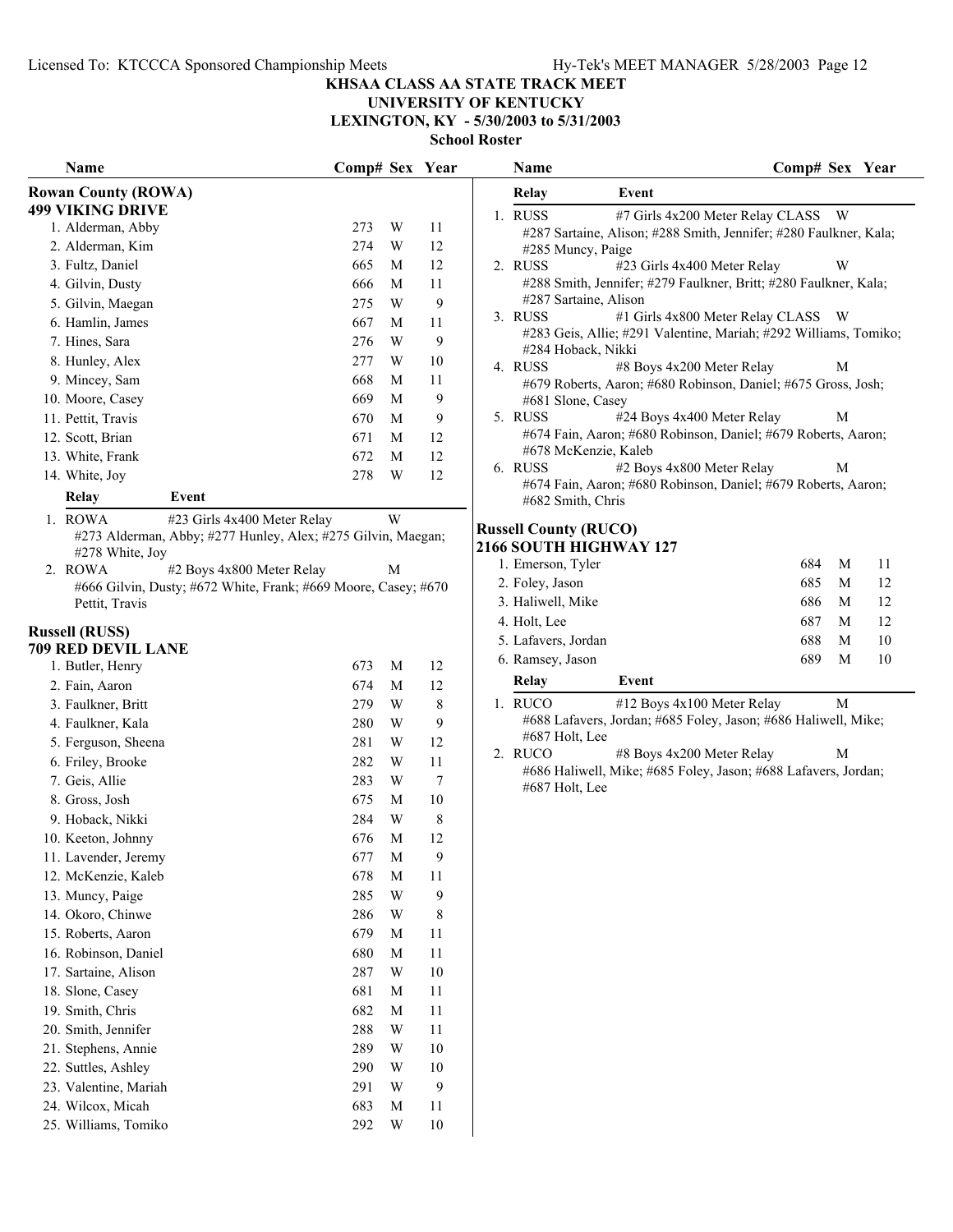# KHSAA CLASS AA STATE TRACK MEET

## UNIVERSITY OF KENTUCKY

### LEXINGTON, KY - 5/30/2003 to 5/31/2003

**School Roster**

### Rowan County (ROWA)

**499 VIKING DRIVE**

| Name | Comp# | Sex | Year |
|---|---|---|---|
| 1. Alderman, Abby | 273 | W | 11 |
| 2. Alderman, Kim | 274 | W | 12 |
| 3. Fultz, Daniel | 665 | M | 12 |
| 4. Gilvin, Dusty | 666 | M | 11 |
| 5. Gilvin, Maegan | 275 | W | 9 |
| 6. Hamlin, James | 667 | M | 11 |
| 7. Hines, Sara | 276 | W | 9 |
| 8. Hunley, Alex | 277 | W | 10 |
| 9. Mincey, Sam | 668 | M | 11 |
| 10. Moore, Casey | 669 | M | 9 |
| 11. Pettit, Travis | 670 | M | 9 |
| 12. Scott, Brian | 671 | M | 12 |
| 13. White, Frank | 672 | M | 12 |
| 14. White, Joy | 278 | W | 12 |

| Relay | Event | |
|---|---|---|
| 1. ROWA | #23 Girls 4x400 Meter Relay | W |
| | #273 Alderman, Abby; #277 Hunley, Alex; #275 Gilvin, Maegan; #278 White, Joy | |
| 2. ROWA | #2 Boys 4x800 Meter Relay | M |
| | #666 Gilvin, Dusty; #672 White, Frank; #669 Moore, Casey; #670 Pettit, Travis | |

### Russell (RUSS)

**709 RED DEVIL LANE**

| Name | Comp# | Sex | Year |
|---|---|---|---|
| 1. Butler, Henry | 673 | M | 12 |
| 2. Fain, Aaron | 674 | M | 12 |
| 3. Faulkner, Britt | 279 | W | 8 |
| 4. Faulkner, Kala | 280 | W | 9 |
| 5. Ferguson, Sheena | 281 | W | 12 |
| 6. Friley, Brooke | 282 | W | 11 |
| 7. Geis, Allie | 283 | W | 7 |
| 8. Gross, Josh | 675 | M | 10 |
| 9. Hoback, Nikki | 284 | W | 8 |
| 10. Keeton, Johnny | 676 | M | 12 |
| 11. Lavender, Jeremy | 677 | M | 9 |
| 12. McKenzie, Kaleb | 678 | M | 11 |
| 13. Muncy, Paige | 285 | W | 9 |
| 14. Okoro, Chinwe | 286 | W | 8 |
| 15. Roberts, Aaron | 679 | M | 11 |
| 16. Robinson, Daniel | 680 | M | 11 |
| 17. Sartaine, Alison | 287 | W | 10 |
| 18. Slone, Casey | 681 | M | 11 |
| 19. Smith, Chris | 682 | M | 11 |
| 20. Smith, Jennifer | 288 | W | 11 |
| 21. Stephens, Annie | 289 | W | 10 |
| 22. Suttles, Ashley | 290 | W | 10 |
| 23. Valentine, Mariah | 291 | W | 9 |
| 24. Wilcox, Micah | 683 | M | 11 |
| 25. Williams, Tomiko | 292 | W | 10 |

| Relay | Event | |
|---|---|---|
| 1. RUSS | #7 Girls 4x200 Meter Relay CLASS | W |
| | #287 Sartaine, Alison; #288 Smith, Jennifer; #280 Faulkner, Kala; #285 Muncy, Paige | |
| 2. RUSS | #23 Girls 4x400 Meter Relay | W |
| | #288 Smith, Jennifer; #279 Faulkner, Britt; #280 Faulkner, Kala; #287 Sartaine, Alison | |
| 3. RUSS | #1 Girls 4x800 Meter Relay CLASS | W |
| | #283 Geis, Allie; #291 Valentine, Mariah; #292 Williams, Tomiko; #284 Hoback, Nikki | |
| 4. RUSS | #8 Boys 4x200 Meter Relay | M |
| | #679 Roberts, Aaron; #680 Robinson, Daniel; #675 Gross, Josh; #681 Slone, Casey | |
| 5. RUSS | #24 Boys 4x400 Meter Relay | M |
| | #674 Fain, Aaron; #680 Robinson, Daniel; #679 Roberts, Aaron; #678 McKenzie, Kaleb | |
| 6. RUSS | #2 Boys 4x800 Meter Relay | M |
| | #674 Fain, Aaron; #680 Robinson, Daniel; #679 Roberts, Aaron; #682 Smith, Chris | |

### Russell County (RUCO)

**2166 SOUTH HIGHWAY 127**

| Name | Comp# | Sex | Year |
|---|---|---|---|
| 1. Emerson, Tyler | 684 | M | 11 |
| 2. Foley, Jason | 685 | M | 12 |
| 3. Haliwell, Mike | 686 | M | 12 |
| 4. Holt, Lee | 687 | M | 12 |
| 5. Lafavers, Jordan | 688 | M | 10 |
| 6. Ramsey, Jason | 689 | M | 10 |

| Relay | Event | |
|---|---|---|
| 1. RUCO | #12 Boys 4x100 Meter Relay | M |
| | #688 Lafavers, Jordan; #685 Foley, Jason; #686 Haliwell, Mike; #687 Holt, Lee | |
| 2. RUCO | #8 Boys 4x200 Meter Relay | M |
| | #686 Haliwell, Mike; #685 Foley, Jason; #688 Lafavers, Jordan; #687 Holt, Lee | |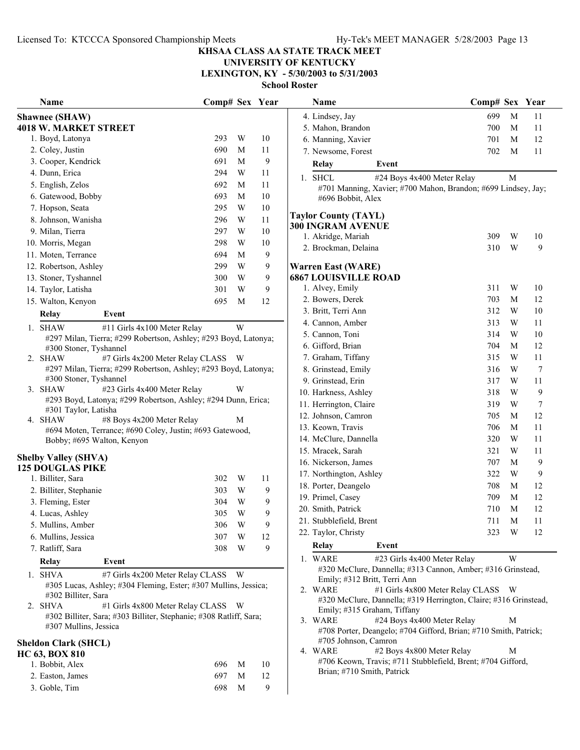# KHSAA CLASS AA STATE TRACK MEET

## UNIVERSITY OF KENTUCKY

## LEXINGTON, KY - 5/30/2003 to 5/31/2003

### School Roster

### Shawnee (SHAW)

**4018 W. MARKET STREET**

| Name | Comp# | Sex | Year |
|---|---|---|---|
| 1. Boyd, Latonya | 293 | W | 10 |
| 2. Coley, Justin | 690 | M | 11 |
| 3. Cooper, Kendrick | 691 | M | 9 |
| 4. Dunn, Erica | 294 | W | 11 |
| 5. English, Zelos | 692 | M | 11 |
| 6. Gatewood, Bobby | 693 | M | 10 |
| 7. Hopson, Seata | 295 | W | 10 |
| 8. Johnson, Wanisha | 296 | W | 11 |
| 9. Milan, Tierra | 297 | W | 10 |
| 10. Morris, Megan | 298 | W | 10 |
| 11. Moten, Terrance | 694 | M | 9 |
| 12. Robertson, Ashley | 299 | W | 9 |
| 13. Stoner, Tyshannel | 300 | W | 9 |
| 14. Taylor, Latisha | 301 | W | 9 |
| 15. Walton, Kenyon | 695 | M | 12 |

| Relay | Event | Sex |
|---|---|---|
| 1. SHAW | #11 Girls 4x100 Meter Relay | W |
| | #297 Milan, Tierra; #299 Robertson, Ashley; #293 Boyd, Latonya; #300 Stoner, Tyshannel | |
| 2. SHAW | #7 Girls 4x200 Meter Relay CLASS | W |
| | #297 Milan, Tierra; #299 Robertson, Ashley; #293 Boyd, Latonya; #300 Stoner, Tyshannel | |
| 3. SHAW | #23 Girls 4x400 Meter Relay | W |
| | #293 Boyd, Latonya; #299 Robertson, Ashley; #294 Dunn, Erica; #301 Taylor, Latisha | |
| 4. SHAW | #8 Boys 4x200 Meter Relay | M |
| | #694 Moten, Terrance; #690 Coley, Justin; #693 Gatewood, Bobby; #695 Walton, Kenyon | |

### Shelby Valley (SHVA)

**125 DOUGLAS PIKE**

| Name | Comp# | Sex | Year |
|---|---|---|---|
| 1. Billiter, Sara | 302 | W | 11 |
| 2. Billiter, Stephanie | 303 | W | 9 |
| 3. Fleming, Ester | 304 | W | 9 |
| 4. Lucas, Ashley | 305 | W | 9 |
| 5. Mullins, Amber | 306 | W | 9 |
| 6. Mullins, Jessica | 307 | W | 12 |
| 7. Ratliff, Sara | 308 | W | 9 |

| Relay | Event | Sex |
|---|---|---|
| 1. SHVA | #7 Girls 4x200 Meter Relay CLASS | W |
| | #305 Lucas, Ashley; #304 Fleming, Ester; #307 Mullins, Jessica; #302 Billiter, Sara | |
| 2. SHVA | #1 Girls 4x800 Meter Relay CLASS | W |
| | #302 Billiter, Sara; #303 Billiter, Stephanie; #308 Ratliff, Sara; #307 Mullins, Jessica | |

### Sheldon Clark (SHCL)

**HC 63, BOX 810**

| Name | Comp# | Sex | Year |
|---|---|---|---|
| 1. Bobbit, Alex | 696 | M | 10 |
| 2. Easton, James | 697 | M | 12 |
| 3. Goble, Tim | 698 | M | 9 |
| 4. Lindsey, Jay | 699 | M | 11 |
| 5. Mahon, Brandon | 700 | M | 11 |
| 6. Manning, Xavier | 701 | M | 12 |
| 7. Newsome, Forest | 702 | M | 11 |

| Relay | Event | Sex |
|---|---|---|
| 1. SHCL | #24 Boys 4x400 Meter Relay | M |
| | #701 Manning, Xavier; #700 Mahon, Brandon; #699 Lindsey, Jay; #696 Bobbit, Alex | |

### Taylor County (TAYL)

**300 INGRAM AVENUE**

| Name | Comp# | Sex | Year |
|---|---|---|---|
| 1. Akridge, Mariah | 309 | W | 10 |
| 2. Brockman, Delaina | 310 | W | 9 |

### Warren East (WARE)

**6867 LOUISVILLE ROAD**

| Name | Comp# | Sex | Year |
|---|---|---|---|
| 1. Alvey, Emily | 311 | W | 10 |
| 2. Bowers, Derek | 703 | M | 12 |
| 3. Britt, Terri Ann | 312 | W | 10 |
| 4. Cannon, Amber | 313 | W | 11 |
| 5. Cannon, Toni | 314 | W | 10 |
| 6. Gifford, Brian | 704 | M | 12 |
| 7. Graham, Tiffany | 315 | W | 11 |
| 8. Grinstead, Emily | 316 | W | 7 |
| 9. Grinstead, Erin | 317 | W | 11 |
| 10. Harkness, Ashley | 318 | W | 9 |
| 11. Herrington, Claire | 319 | W | 7 |
| 12. Johnson, Camron | 705 | M | 12 |
| 13. Keown, Travis | 706 | M | 11 |
| 14. McClure, Dannella | 320 | W | 11 |
| 15. Mracek, Sarah | 321 | W | 11 |
| 16. Nickerson, James | 707 | M | 9 |
| 17. Northington, Ashley | 322 | W | 9 |
| 18. Porter, Deangelo | 708 | M | 12 |
| 19. Primel, Casey | 709 | M | 12 |
| 20. Smith, Patrick | 710 | M | 12 |
| 21. Stubblefield, Brent | 711 | M | 11 |
| 22. Taylor, Christy | 323 | W | 12 |

| Relay | Event | Sex |
|---|---|---|
| 1. WARE | #23 Girls 4x400 Meter Relay | W |
| | #320 McClure, Dannella; #313 Cannon, Amber; #316 Grinstead, Emily; #312 Britt, Terri Ann | |
| 2. WARE | #1 Girls 4x800 Meter Relay CLASS | W |
| | #320 McClure, Dannella; #319 Herrington, Claire; #316 Grinstead, Emily; #315 Graham, Tiffany | |
| 3. WARE | #24 Boys 4x400 Meter Relay | M |
| | #708 Porter, Deangelo; #704 Gifford, Brian; #710 Smith, Patrick; #705 Johnson, Camron | |
| 4. WARE | #2 Boys 4x800 Meter Relay | M |
| | #706 Keown, Travis; #711 Stubblefield, Brent; #704 Gifford, Brian; #710 Smith, Patrick | |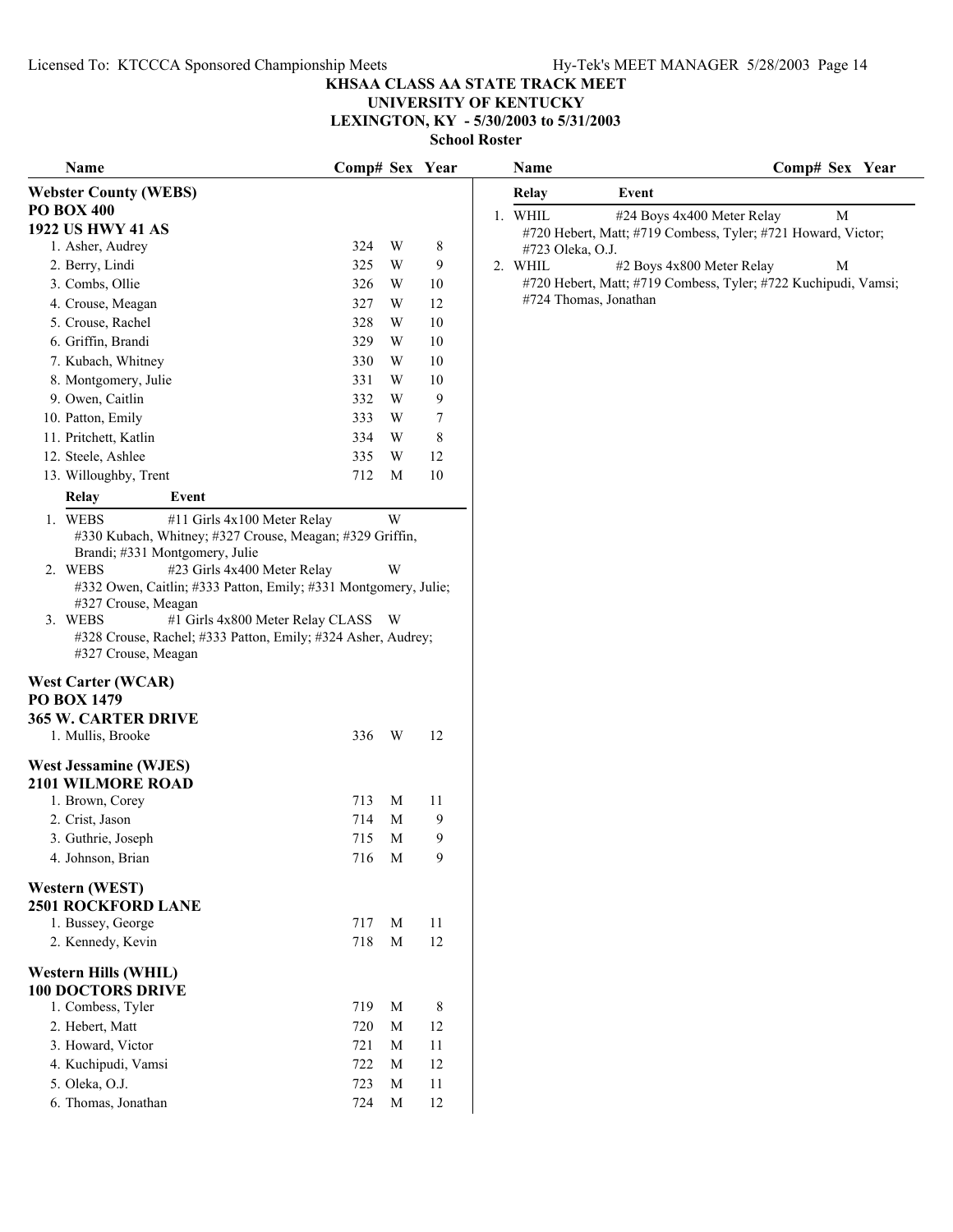# KHSAA CLASS AA STATE TRACK MEET
## UNIVERSITY OF KENTUCKY
## LEXINGTON, KY - 5/30/2003 to 5/31/2003
### School Roster

**Webster County (WEBS)**
**PO BOX 400**
**1922 US HWY 41 AS**

| Name | Comp# | Sex | Year |
|---|---|---|---|
| 1. Asher, Audrey | 324 | W | 8 |
| 2. Berry, Lindi | 325 | W | 9 |
| 3. Combs, Ollie | 326 | W | 10 |
| 4. Crouse, Meagan | 327 | W | 12 |
| 5. Crouse, Rachel | 328 | W | 10 |
| 6. Griffin, Brandi | 329 | W | 10 |
| 7. Kubach, Whitney | 330 | W | 10 |
| 8. Montgomery, Julie | 331 | W | 10 |
| 9. Owen, Caitlin | 332 | W | 9 |
| 10. Patton, Emily | 333 | W | 7 |
| 11. Pritchett, Katlin | 334 | W | 8 |
| 12. Steele, Ashlee | 335 | W | 12 |
| 13. Willoughby, Trent | 712 | M | 10 |

| Relay | Event | |
|---|---|---|
| 1. WEBS | #11 Girls 4x100 Meter Relay | W |

#330 Kubach, Whitney; #327 Crouse, Meagan; #329 Griffin, Brandi; #331 Montgomery, Julie

| Relay | Event | |
|---|---|---|
| 2. WEBS | #23 Girls 4x400 Meter Relay | W |

#332 Owen, Caitlin; #333 Patton, Emily; #331 Montgomery, Julie; #327 Crouse, Meagan

| Relay | Event | |
|---|---|---|
| 3. WEBS | #1 Girls 4x800 Meter Relay CLASS | W |

#328 Crouse, Rachel; #333 Patton, Emily; #324 Asher, Audrey; #327 Crouse, Meagan

**West Carter (WCAR)**
**PO BOX 1479**
**365 W. CARTER DRIVE**

| Name | Comp# | Sex | Year |
|---|---|---|---|
| 1. Mullis, Brooke | 336 | W | 12 |

**West Jessamine (WJES)**
**2101 WILMORE ROAD**

| Name | Comp# | Sex | Year |
|---|---|---|---|
| 1. Brown, Corey | 713 | M | 11 |
| 2. Crist, Jason | 714 | M | 9 |
| 3. Guthrie, Joseph | 715 | M | 9 |
| 4. Johnson, Brian | 716 | M | 9 |

**Western (WEST)**
**2501 ROCKFORD LANE**

| Name | Comp# | Sex | Year |
|---|---|---|---|
| 1. Bussey, George | 717 | M | 11 |
| 2. Kennedy, Kevin | 718 | M | 12 |

**Western Hills (WHIL)**
**100 DOCTORS DRIVE**

| Name | Comp# | Sex | Year |
|---|---|---|---|
| 1. Combess, Tyler | 719 | M | 8 |
| 2. Hebert, Matt | 720 | M | 12 |
| 3. Howard, Victor | 721 | M | 11 |
| 4. Kuchipudi, Vamsi | 722 | M | 12 |
| 5. Oleka, O.J. | 723 | M | 11 |
| 6. Thomas, Jonathan | 724 | M | 12 |

| Relay | Event | |
|---|---|---|
| 1. WHIL | #24 Boys 4x400 Meter Relay | M |

#720 Hebert, Matt; #719 Combess, Tyler; #721 Howard, Victor; #723 Oleka, O.J.

| Relay | Event | |
|---|---|---|
| 2. WHIL | #2 Boys 4x800 Meter Relay | M |

#720 Hebert, Matt; #719 Combess, Tyler; #722 Kuchipudi, Vamsi; #724 Thomas, Jonathan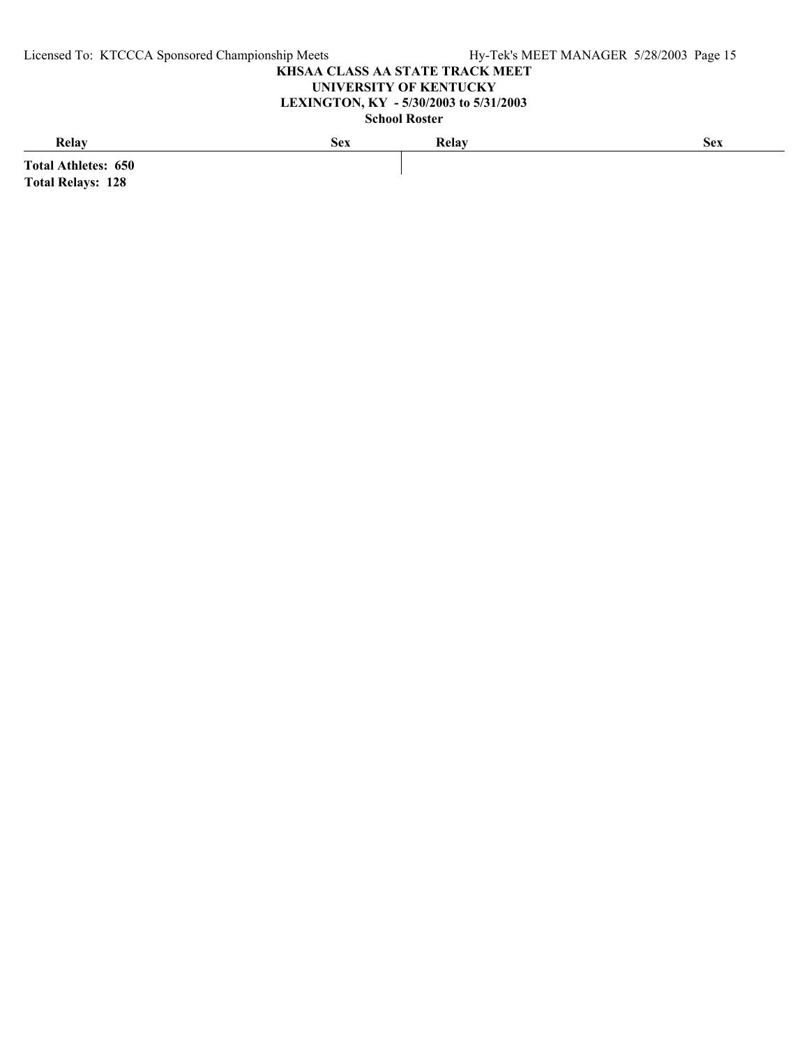# KHSAA CLASS AA STATE TRACK MEET
## UNIVERSITY OF KENTUCKY
## LEXINGTON, KY - 5/30/2003 to 5/31/2003
### School Roster

| Relay | Sex | Relay | Sex |
|---|---|---|---|

**Total Athletes: 650**
**Total Relays: 128**